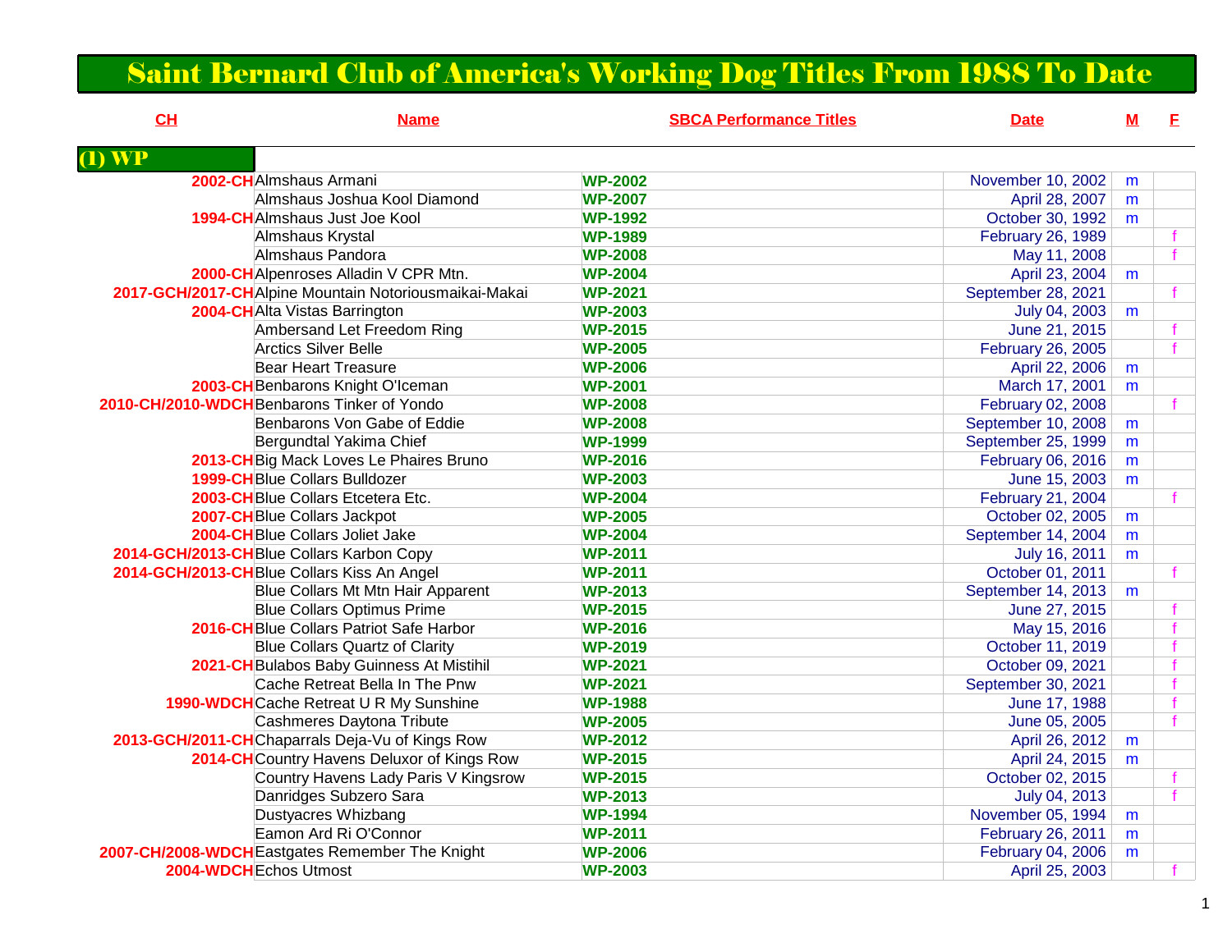# Saint Bernard Club of America's Working Dog Titles From 1988 To Date

| CH | Name | SBCA Performance Titles | Date | M | F |
|---|---|---|---|---|---|
| **(1) WP** | | | | | |
| 2002-CH | Almshaus Armani | WP-2002 | November 10, 2002 | m | |
| | Almshaus Joshua Kool Diamond | WP-2007 | April 28, 2007 | m | |
| 1994-CH | Almshaus Just Joe Kool | WP-1992 | October 30, 1992 | m | |
| | Almshaus Krystal | WP-1989 | February 26, 1989 | | f |
| | Almshaus Pandora | WP-2008 | May 11, 2008 | | f |
| 2000-CH | Alpenroses Alladin V CPR Mtn. | WP-2004 | April 23, 2004 | m | |
| 2017-GCH/2017-CH | Alpine Mountain Notoriousmaikai-Makai | WP-2021 | September 28, 2021 | | f |
| 2004-CH | Alta Vistas Barrington | WP-2003 | July 04, 2003 | m | |
| | Ambersand Let Freedom Ring | WP-2015 | June 21, 2015 | | f |
| | Arctics Silver Belle | WP-2005 | February 26, 2005 | | f |
| | Bear Heart Treasure | WP-2006 | April 22, 2006 | m | |
| 2003-CH | Benbarons Knight O'Iceman | WP-2001 | March 17, 2001 | m | |
| 2010-CH/2010-WDCH | Benbarons Tinker of Yondo | WP-2008 | February 02, 2008 | | f |
| | Benbarons Von Gabe of Eddie | WP-2008 | September 10, 2008 | m | |
| | Bergundtal Yakima Chief | WP-1999 | September 25, 1999 | m | |
| 2013-CH | Big Mack Loves Le Phaires Bruno | WP-2016 | February 06, 2016 | m | |
| 1999-CH | Blue Collars Bulldozer | WP-2003 | June 15, 2003 | m | |
| 2003-CH | Blue Collars Etcetera Etc. | WP-2004 | February 21, 2004 | | f |
| 2007-CH | Blue Collars Jackpot | WP-2005 | October 02, 2005 | m | |
| 2004-CH | Blue Collars Joliet Jake | WP-2004 | September 14, 2004 | m | |
| 2014-GCH/2013-CH | Blue Collars Karbon Copy | WP-2011 | July 16, 2011 | m | |
| 2014-GCH/2013-CH | Blue Collars Kiss An Angel | WP-2011 | October 01, 2011 | | f |
| | Blue Collars Mt Mtn Hair Apparent | WP-2013 | September 14, 2013 | m | |
| | Blue Collars Optimus Prime | WP-2015 | June 27, 2015 | | f |
| 2016-CH | Blue Collars Patriot Safe Harbor | WP-2016 | May 15, 2016 | | f |
| | Blue Collars Quartz of Clarity | WP-2019 | October 11, 2019 | | f |
| 2021-CH | Bulabos Baby Guinness At Mistihil | WP-2021 | October 09, 2021 | | f |
| | Cache Retreat Bella In The Pnw | WP-2021 | September 30, 2021 | | f |
| 1990-WDCH | Cache Retreat U R My Sunshine | WP-1988 | June 17, 1988 | | f |
| | Cashmeres Daytona Tribute | WP-2005 | June 05, 2005 | | f |
| 2013-GCH/2011-CH | Chaparrals Deja-Vu of Kings Row | WP-2012 | April 26, 2012 | m | |
| 2014-CH | Country Havens Deluxor of Kings Row | WP-2015 | April 24, 2015 | m | |
| | Country Havens Lady Paris V Kingsrow | WP-2015 | October 02, 2015 | | f |
| | Danridges Subzero Sara | WP-2013 | July 04, 2013 | | f |
| | Dustyacres Whizbang | WP-1994 | November 05, 1994 | m | |
| | Eamon Ard Ri O'Connor | WP-2011 | February 26, 2011 | m | |
| 2007-CH/2008-WDCH | Eastgates Remember The Knight | WP-2006 | February 04, 2006 | m | |
| 2004-WDCH | Echos Utmost | WP-2003 | April 25, 2003 | | f |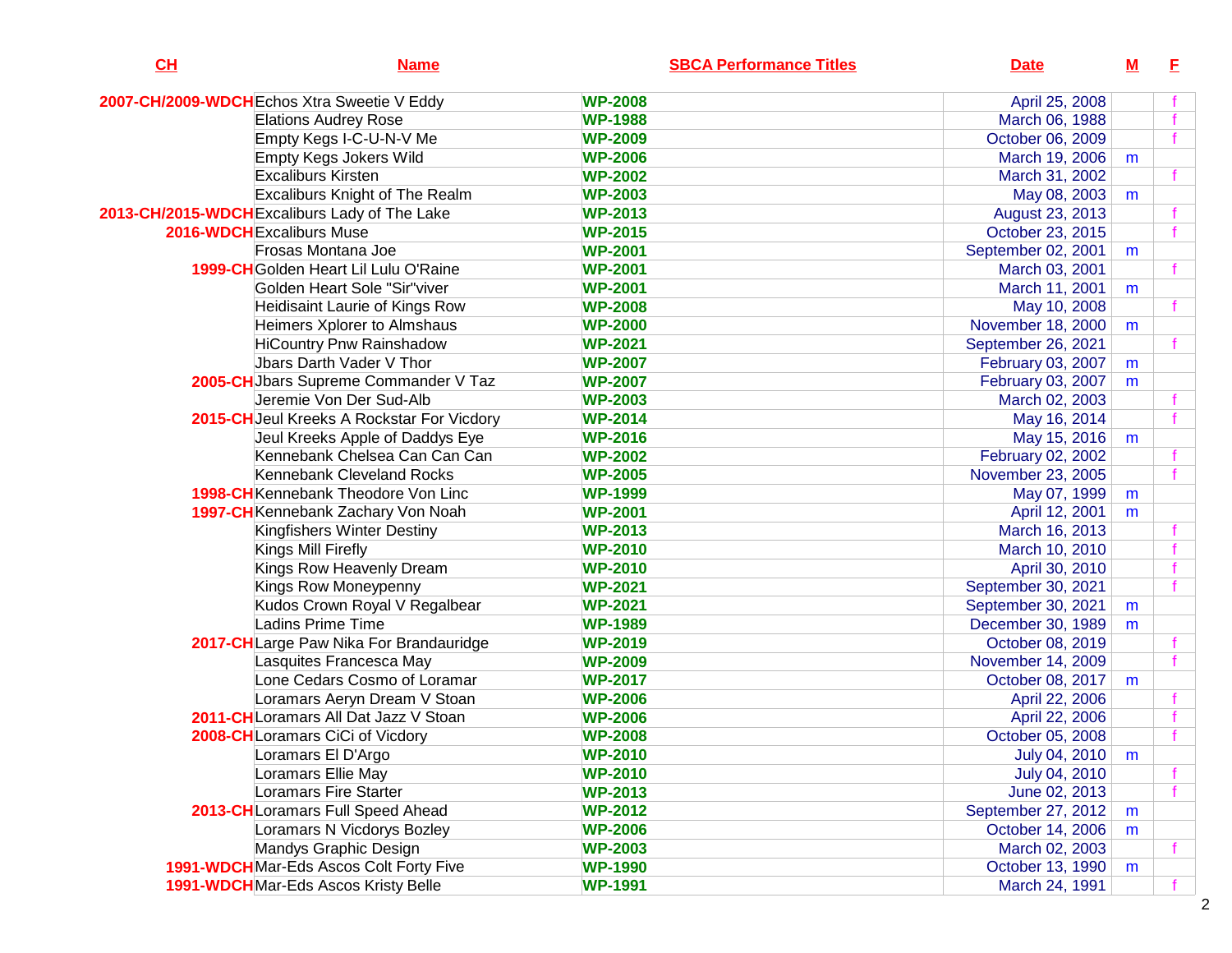| CH | Name | SBCA Performance Titles | Date | M | F |
|---|---|---|---|---|---|
| 2007-CH/2009-WDCH | Echos Xtra Sweetie V Eddy | WP-2008 | April 25, 2008 | | f |
| | Elations Audrey Rose | WP-1988 | March 06, 1988 | | f |
| | Empty Kegs I-C-U-N-V Me | WP-2009 | October 06, 2009 | | f |
| | Empty Kegs Jokers Wild | WP-2006 | March 19, 2006 | m | |
| | Excaliburs Kirsten | WP-2002 | March 31, 2002 | | f |
| | Excaliburs Knight of The Realm | WP-2003 | May 08, 2003 | m | |
| 2013-CH/2015-WDCH | Excaliburs Lady of The Lake | WP-2013 | August 23, 2013 | | f |
| 2016-WDCH | Excaliburs Muse | WP-2015 | October 23, 2015 | | f |
| | Frosas Montana Joe | WP-2001 | September 02, 2001 | m | |
| 1999-CH | Golden Heart Lil Lulu O'Raine | WP-2001 | March 03, 2001 | | f |
| | Golden Heart Sole "Sir"viver | WP-2001 | March 11, 2001 | m | |
| | Heidisaint Laurie of Kings Row | WP-2008 | May 10, 2008 | | f |
| | Heimers Xplorer to Almshaus | WP-2000 | November 18, 2000 | m | |
| | HiCountry Pnw Rainshadow | WP-2021 | September 26, 2021 | | f |
| | Jbars Darth Vader V Thor | WP-2007 | February 03, 2007 | m | |
| 2005-CH | Jbars Supreme Commander V Taz | WP-2007 | February 03, 2007 | m | |
| | Jeremie Von Der Sud-Alb | WP-2003 | March 02, 2003 | | f |
| 2015-CH | Jeul Kreeks A Rockstar For Vicdory | WP-2014 | May 16, 2014 | | f |
| | Jeul Kreeks Apple of Daddys Eye | WP-2016 | May 15, 2016 | m | |
| | Kennebank Chelsea Can Can Can | WP-2002 | February 02, 2002 | | f |
| | Kennebank Cleveland Rocks | WP-2005 | November 23, 2005 | | f |
| 1998-CH | Kennebank Theodore Von Linc | WP-1999 | May 07, 1999 | m | |
| 1997-CH | Kennebank Zachary Von Noah | WP-2001 | April 12, 2001 | m | |
| | Kingfishers Winter Destiny | WP-2013 | March 16, 2013 | | f |
| | Kings Mill Firefly | WP-2010 | March 10, 2010 | | f |
| | Kings Row Heavenly Dream | WP-2010 | April 30, 2010 | | f |
| | Kings Row Moneypenny | WP-2021 | September 30, 2021 | | f |
| | Kudos Crown Royal V Regalbear | WP-2021 | September 30, 2021 | m | |
| | Ladins Prime Time | WP-1989 | December 30, 1989 | m | |
| 2017-CH | Large Paw Nika For Brandauridge | WP-2019 | October 08, 2019 | | f |
| | Lasquites Francesca May | WP-2009 | November 14, 2009 | | f |
| | Lone Cedars Cosmo of Loramar | WP-2017 | October 08, 2017 | m | |
| | Loramars Aeryn Dream V Stoan | WP-2006 | April 22, 2006 | | f |
| 2011-CH | Loramars All Dat Jazz V Stoan | WP-2006 | April 22, 2006 | | f |
| 2008-CH | Loramars CiCi of Vicdory | WP-2008 | October 05, 2008 | | f |
| | Loramars El D'Argo | WP-2010 | July 04, 2010 | m | |
| | Loramars Ellie May | WP-2010 | July 04, 2010 | | f |
| | Loramars Fire Starter | WP-2013 | June 02, 2013 | | f |
| 2013-CH | Loramars Full Speed Ahead | WP-2012 | September 27, 2012 | m | |
| | Loramars N Vicdorys Bozley | WP-2006 | October 14, 2006 | m | |
| | Mandys Graphic Design | WP-2003 | March 02, 2003 | | f |
| 1991-WDCH | Mar-Eds Ascos Colt Forty Five | WP-1990 | October 13, 1990 | m | |
| 1991-WDCH | Mar-Eds Ascos Kristy Belle | WP-1991 | March 24, 1991 | | f |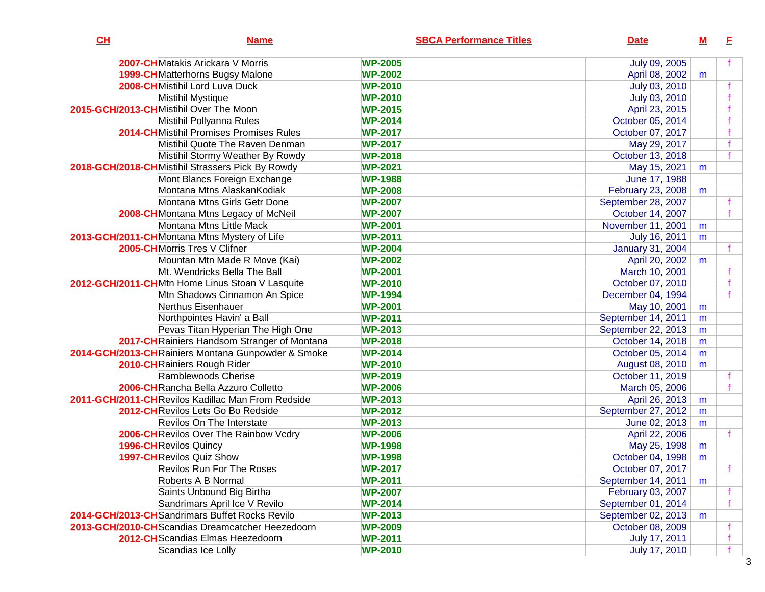| CH | Name | SBCA Performance Titles | Date | M | F |
|---|---|---|---|---|---|
| 2007-CH | Matakis Arickara V Morris | WP-2005 | July 09, 2005 | | f |
| 1999-CH | Matterhorns Bugsy Malone | WP-2002 | April 08, 2002 | m | |
| 2008-CH | Mistihil Lord Luva Duck | WP-2010 | July 03, 2010 | | f |
| | Mistihil Mystique | WP-2010 | July 03, 2010 | | f |
| 2015-GCH/2013-CH | Mistihil Over The Moon | WP-2015 | April 23, 2015 | | f |
| | Mistihil Pollyanna Rules | WP-2014 | October 05, 2014 | | f |
| 2014-CH | Mistihil Promises Promises Rules | WP-2017 | October 07, 2017 | | f |
| | Mistihil Quote The Raven Denman | WP-2017 | May 29, 2017 | | f |
| | Mistihil Stormy Weather By Rowdy | WP-2018 | October 13, 2018 | | f |
| 2018-GCH/2018-CH | Mistihil Strassers Pick By Rowdy | WP-2021 | May 15, 2021 | m | |
| | Mont Blancs Foreign Exchange | WP-1988 | June 17, 1988 | | |
| | Montana Mtns AlaskanKodiak | WP-2008 | February 23, 2008 | m | |
| | Montana Mtns Girls Getr Done | WP-2007 | September 28, 2007 | | f |
| 2008-CH | Montana Mtns Legacy of McNeil | WP-2007 | October 14, 2007 | | f |
| | Montana Mtns Little Mack | WP-2001 | November 11, 2001 | m | |
| 2013-GCH/2011-CH | Montana Mtns Mystery of Life | WP-2011 | July 16, 2011 | m | |
| 2005-CH | Morris Tres V Clifner | WP-2004 | January 31, 2004 | | f |
| | Mountan Mtn Made R Move (Kai) | WP-2002 | April 20, 2002 | m | |
| | Mt. Wendricks Bella The Ball | WP-2001 | March 10, 2001 | | f |
| 2012-GCH/2011-CH | Mtn Home Linus Stoan V Lasquite | WP-2010 | October 07, 2010 | | f |
| | Mtn Shadows Cinnamon An Spice | WP-1994 | December 04, 1994 | | f |
| | Nerthus Eisenhauer | WP-2001 | May 10, 2001 | m | |
| | Northpointes Havin' a Ball | WP-2011 | September 14, 2011 | m | |
| | Pevas Titan Hyperian The High One | WP-2013 | September 22, 2013 | m | |
| 2017-CH | Rainiers Handsom Stranger of Montana | WP-2018 | October 14, 2018 | m | |
| 2014-GCH/2013-CH | Rainiers Montana Gunpowder & Smoke | WP-2014 | October 05, 2014 | m | |
| 2010-CH | Rainiers Rough Rider | WP-2010 | August 08, 2010 | m | |
| | Ramblewoods Cherise | WP-2019 | October 11, 2019 | | f |
| 2006-CH | Rancha Bella Azzuro Colletto | WP-2006 | March 05, 2006 | | f |
| 2011-GCH/2011-CH | Revilos Kadillac Man From Redside | WP-2013 | April 26, 2013 | m | |
| 2012-CH | Revilos Lets Go Bo Redside | WP-2012 | September 27, 2012 | m | |
| | Revilos On The Interstate | WP-2013 | June 02, 2013 | m | |
| 2006-CH | Revilos Over The Rainbow Vcdry | WP-2006 | April 22, 2006 | | f |
| 1996-CH | Revilos Quincy | WP-1998 | May 25, 1998 | m | |
| 1997-CH | Revilos Quiz Show | WP-1998 | October 04, 1998 | m | |
| | Revilos Run For The Roses | WP-2017 | October 07, 2017 | | f |
| | Roberts A B Normal | WP-2011 | September 14, 2011 | m | |
| | Saints Unbound Big Birtha | WP-2007 | February 03, 2007 | | f |
| | Sandrimars April Ice V Revilo | WP-2014 | September 01, 2014 | | f |
| 2014-GCH/2013-CH | Sandrimars Buffet Rocks Revilo | WP-2013 | September 02, 2013 | m | |
| 2013-GCH/2010-CH | Scandias Dreamcatcher Heezedoorn | WP-2009 | October 08, 2009 | | f |
| 2012-CH | Scandias Elmas Heezedoorn | WP-2011 | July 17, 2011 | | f |
| | Scandias Ice Lolly | WP-2010 | July 17, 2010 | | f |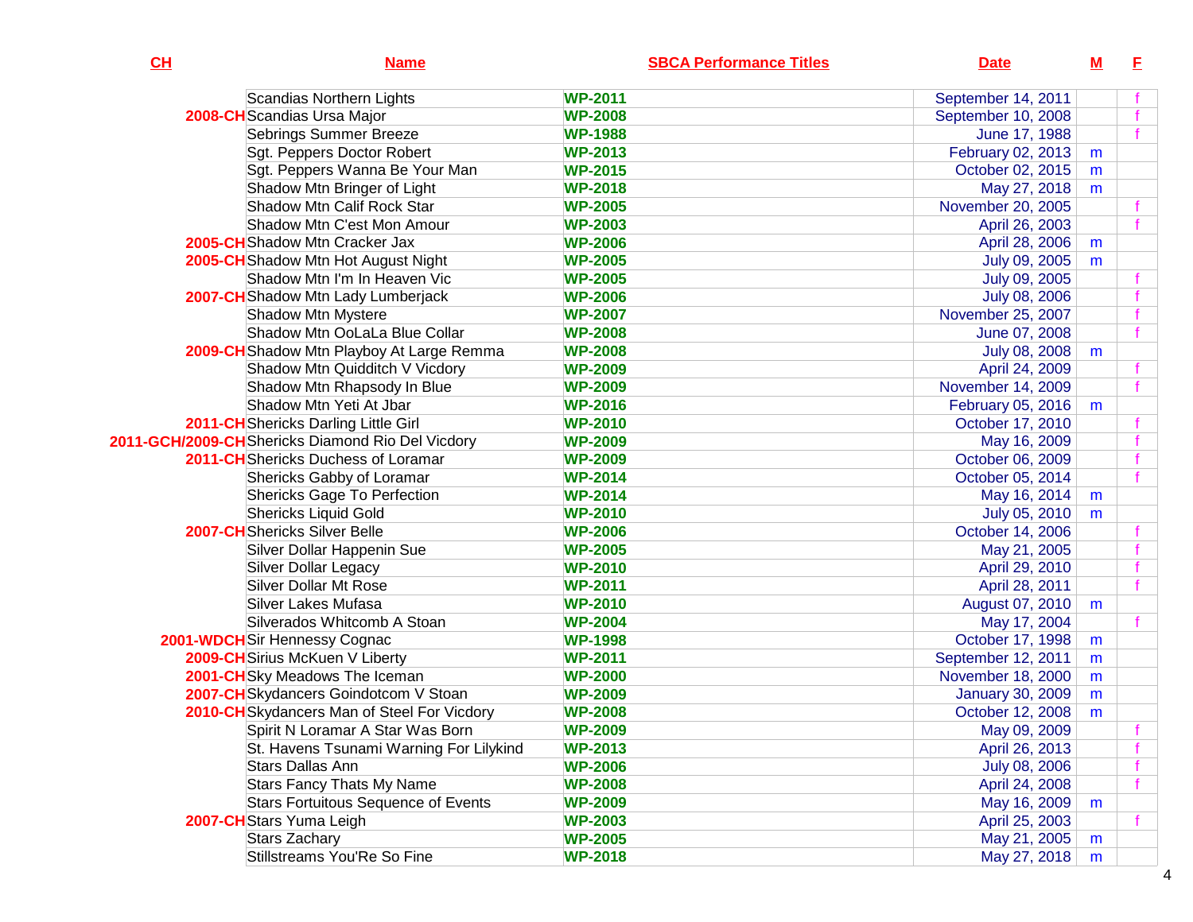| CH | Name | SBCA Performance Titles | Date | M | F |
|---|---|---|---|---|---|
| | Scandias Northern Lights | WP-2011 | September 14, 2011 | | f |
| 2008-CH | Scandias Ursa Major | WP-2008 | September 10, 2008 | | f |
| | Sebrings Summer Breeze | WP-1988 | June 17, 1988 | | f |
| | Sgt. Peppers Doctor Robert | WP-2013 | February 02, 2013 | m | |
| | Sgt. Peppers Wanna Be Your Man | WP-2015 | October 02, 2015 | m | |
| | Shadow Mtn Bringer of Light | WP-2018 | May 27, 2018 | m | |
| | Shadow Mtn Calif Rock Star | WP-2005 | November 20, 2005 | | f |
| | Shadow Mtn C'est Mon Amour | WP-2003 | April 26, 2003 | | f |
| 2005-CH | Shadow Mtn Cracker Jax | WP-2006 | April 28, 2006 | m | |
| 2005-CH | Shadow Mtn Hot August Night | WP-2005 | July 09, 2005 | m | |
| | Shadow Mtn I'm In Heaven Vic | WP-2005 | July 09, 2005 | | f |
| 2007-CH | Shadow Mtn Lady Lumberjack | WP-2006 | July 08, 2006 | | f |
| | Shadow Mtn Mystere | WP-2007 | November 25, 2007 | | f |
| | Shadow Mtn OoLaLa Blue Collar | WP-2008 | June 07, 2008 | | f |
| 2009-CH | Shadow Mtn Playboy At Large Remma | WP-2008 | July 08, 2008 | m | |
| | Shadow Mtn Quidditch V Vicdory | WP-2009 | April 24, 2009 | | f |
| | Shadow Mtn Rhapsody In Blue | WP-2009 | November 14, 2009 | | f |
| | Shadow Mtn Yeti At Jbar | WP-2016 | February 05, 2016 | m | |
| 2011-CH | Shericks Darling Little Girl | WP-2010 | October 17, 2010 | | f |
| 2011-GCH/2009-CH | Shericks Diamond Rio Del Vicdory | WP-2009 | May 16, 2009 | | f |
| 2011-CH | Shericks Duchess of Loramar | WP-2009 | October 06, 2009 | | f |
| | Shericks Gabby of Loramar | WP-2014 | October 05, 2014 | | f |
| | Shericks Gage To Perfection | WP-2014 | May 16, 2014 | m | |
| | Shericks Liquid Gold | WP-2010 | July 05, 2010 | m | |
| 2007-CH | Shericks Silver Belle | WP-2006 | October 14, 2006 | | f |
| | Silver Dollar Happenin Sue | WP-2005 | May 21, 2005 | | f |
| | Silver Dollar Legacy | WP-2010 | April 29, 2010 | | f |
| | Silver Dollar Mt Rose | WP-2011 | April 28, 2011 | | f |
| | Silver Lakes Mufasa | WP-2010 | August 07, 2010 | m | |
| | Silverados Whitcomb A Stoan | WP-2004 | May 17, 2004 | | f |
| 2001-WDCH | Sir Hennessy Cognac | WP-1998 | October 17, 1998 | m | |
| 2009-CH | Sirius McKuen V Liberty | WP-2011 | September 12, 2011 | m | |
| 2001-CH | Sky Meadows The Iceman | WP-2000 | November 18, 2000 | m | |
| 2007-CH | Skydancers Goindotcom V Stoan | WP-2009 | January 30, 2009 | m | |
| 2010-CH | Skydancers Man of Steel For Vicdory | WP-2008 | October 12, 2008 | m | |
| | Spirit N Loramar A Star Was Born | WP-2009 | May 09, 2009 | | f |
| | St. Havens Tsunami Warning For Lilykind | WP-2013 | April 26, 2013 | | f |
| | Stars Dallas Ann | WP-2006 | July 08, 2006 | | f |
| | Stars Fancy Thats My Name | WP-2008 | April 24, 2008 | | f |
| | Stars Fortuitous Sequence of Events | WP-2009 | May 16, 2009 | m | |
| 2007-CH | Stars Yuma Leigh | WP-2003 | April 25, 2003 | | f |
| | Stars Zachary | WP-2005 | May 21, 2005 | m | |
| | Stillstreams You'Re So Fine | WP-2018 | May 27, 2018 | m | |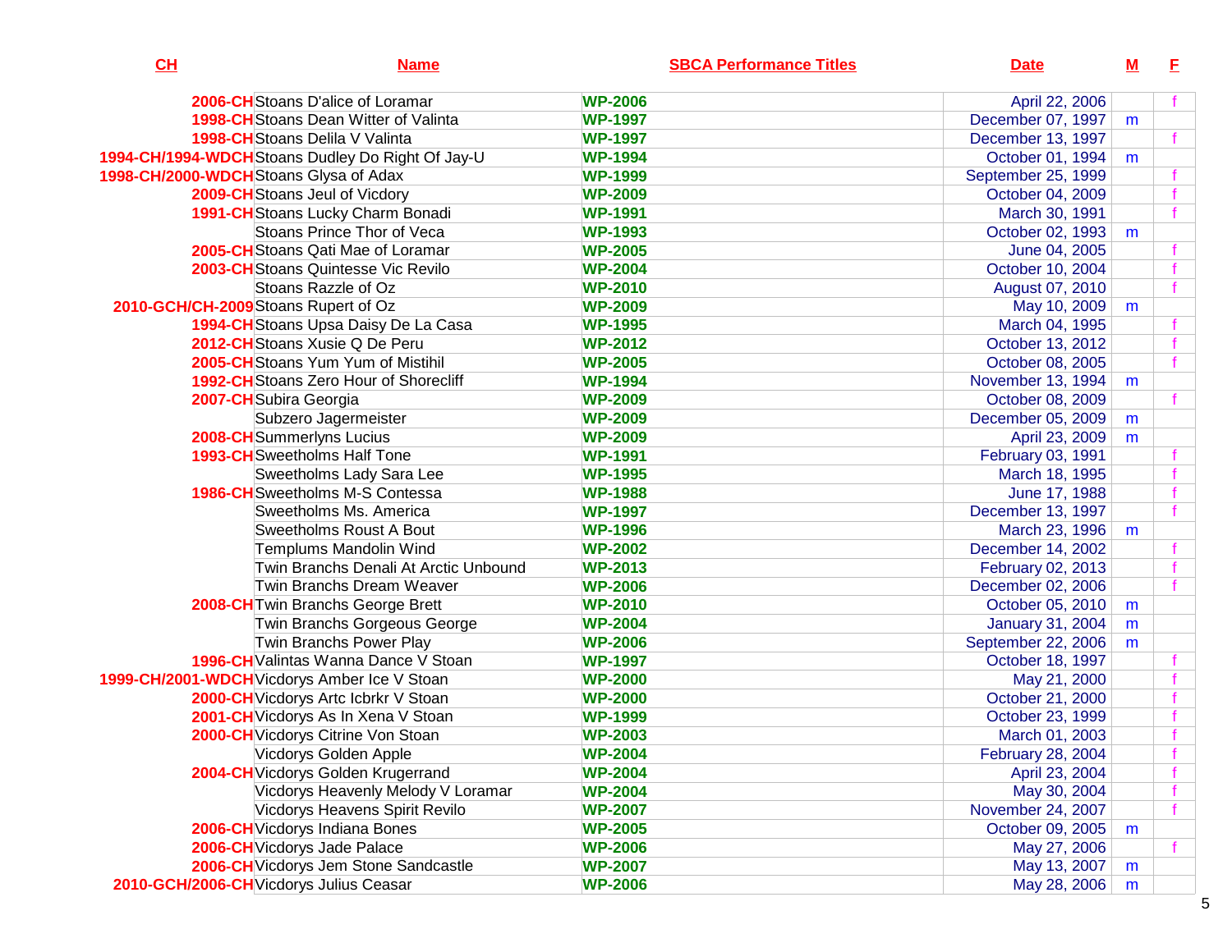| CH | Name | SBCA Performance Titles | Date | M | F |
|---|---|---|---|---|---|
| 2006-CH | Stoans D'alice of Loramar | WP-2006 | April 22, 2006 | | f |
| 1998-CH | Stoans Dean Witter of Valinta | WP-1997 | December 07, 1997 | m | |
| 1998-CH | Stoans Delila V Valinta | WP-1997 | December 13, 1997 | | f |
| 1994-CH/1994-WDCH | Stoans Dudley Do Right Of Jay-U | WP-1994 | October 01, 1994 | m | |
| 1998-CH/2000-WDCH | Stoans Glysa of Adax | WP-1999 | September 25, 1999 | | f |
| 2009-CH | Stoans Jeul of Vicdory | WP-2009 | October 04, 2009 | | f |
| 1991-CH | Stoans Lucky Charm Bonadi | WP-1991 | March 30, 1991 | | f |
| | Stoans Prince Thor of Veca | WP-1993 | October 02, 1993 | m | |
| 2005-CH | Stoans Qati Mae of Loramar | WP-2005 | June 04, 2005 | | f |
| 2003-CH | Stoans Quintesse Vic Revilo | WP-2004 | October 10, 2004 | | f |
| | Stoans Razzle of Oz | WP-2010 | August 07, 2010 | | f |
| 2010-GCH/CH-2009 | Stoans Rupert of Oz | WP-2009 | May 10, 2009 | m | |
| 1994-CH | Stoans Upsa Daisy De La Casa | WP-1995 | March 04, 1995 | | f |
| 2012-CH | Stoans Xusie Q De Peru | WP-2012 | October 13, 2012 | | f |
| 2005-CH | Stoans Yum Yum of Mistihil | WP-2005 | October 08, 2005 | | f |
| 1992-CH | Stoans Zero Hour of Shorecliff | WP-1994 | November 13, 1994 | m | |
| 2007-CH | Subira Georgia | WP-2009 | October 08, 2009 | | f |
| | Subzero Jagermeister | WP-2009 | December 05, 2009 | m | |
| 2008-CH | Summerlyns Lucius | WP-2009 | April 23, 2009 | m | |
| 1993-CH | Sweetholms Half Tone | WP-1991 | February 03, 1991 | | f |
| | Sweetholms Lady Sara Lee | WP-1995 | March 18, 1995 | | f |
| 1986-CH | Sweetholms M-S Contessa | WP-1988 | June 17, 1988 | | f |
| | Sweetholms Ms. America | WP-1997 | December 13, 1997 | | f |
| | Sweetholms Roust A Bout | WP-1996 | March 23, 1996 | m | |
| | Templums Mandolin Wind | WP-2002 | December 14, 2002 | | f |
| | Twin Branchs Denali At Arctic Unbound | WP-2013 | February 02, 2013 | | f |
| | Twin Branchs Dream Weaver | WP-2006 | December 02, 2006 | | f |
| 2008-CH | Twin Branchs George Brett | WP-2010 | October 05, 2010 | m | |
| | Twin Branchs Gorgeous George | WP-2004 | January 31, 2004 | m | |
| | Twin Branchs Power Play | WP-2006 | September 22, 2006 | m | |
| 1996-CH | Valintas Wanna Dance V Stoan | WP-1997 | October 18, 1997 | | f |
| 1999-CH/2001-WDCH | Vicdorys Amber Ice V Stoan | WP-2000 | May 21, 2000 | | f |
| 2000-CH | Vicdorys Artc Icbrkr V Stoan | WP-2000 | October 21, 2000 | | f |
| 2001-CH | Vicdorys As In Xena V Stoan | WP-1999 | October 23, 1999 | | f |
| 2000-CH | Vicdorys Citrine Von Stoan | WP-2003 | March 01, 2003 | | f |
| | Vicdorys Golden Apple | WP-2004 | February 28, 2004 | | f |
| 2004-CH | Vicdorys Golden Krugerrand | WP-2004 | April 23, 2004 | | f |
| | Vicdorys Heavenly Melody V Loramar | WP-2004 | May 30, 2004 | | f |
| | Vicdorys Heavens Spirit Revilo | WP-2007 | November 24, 2007 | | f |
| 2006-CH | Vicdorys Indiana Bones | WP-2005 | October 09, 2005 | m | |
| 2006-CH | Vicdorys Jade Palace | WP-2006 | May 27, 2006 | | f |
| 2006-CH | Vicdorys Jem Stone Sandcastle | WP-2007 | May 13, 2007 | m | |
| 2010-GCH/2006-CH | Vicdorys Julius Ceasar | WP-2006 | May 28, 2006 | m | |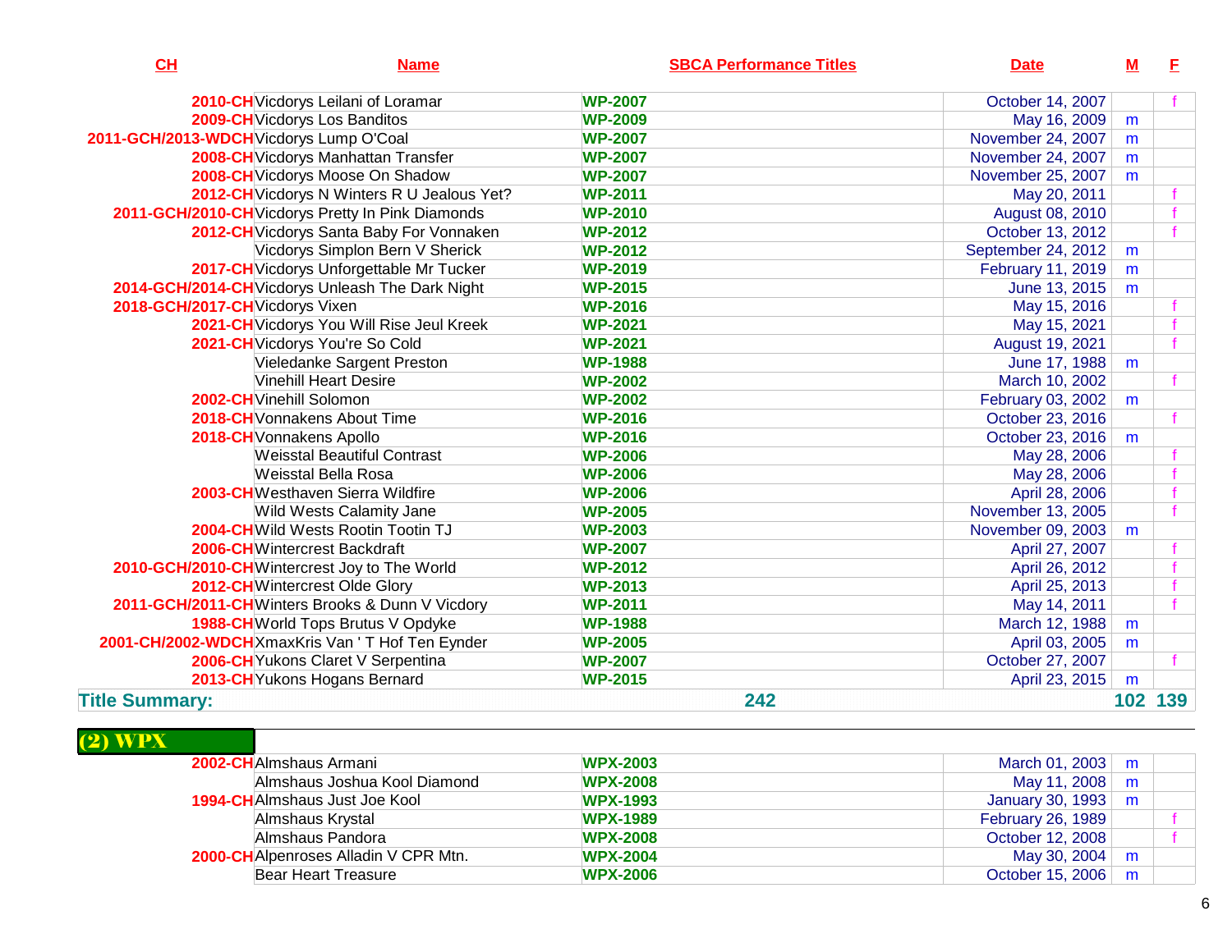| CH | Name | SBCA Performance Titles | Date | M | F |
|---|---|---|---|---|---|
| 2010-CH | Vicdorys Leilani of Loramar | WP-2007 | October 14, 2007 | | f |
| 2009-CH | Vicdorys Los Banditos | WP-2009 | May 16, 2009 | m | |
| 2011-GCH/2013-WDCH | Vicdorys Lump O'Coal | WP-2007 | November 24, 2007 | m | |
| 2008-CH | Vicdorys Manhattan Transfer | WP-2007 | November 24, 2007 | m | |
| 2008-CH | Vicdorys Moose On Shadow | WP-2007 | November 25, 2007 | m | |
| 2012-CH | Vicdorys N Winters R U Jealous Yet? | WP-2011 | May 20, 2011 | | f |
| 2011-GCH/2010-CH | Vicdorys Pretty In Pink Diamonds | WP-2010 | August 08, 2010 | | f |
| 2012-CH | Vicdorys Santa Baby For Vonnaken | WP-2012 | October 13, 2012 | | f |
| | Vicdorys Simplon Bern V Sherick | WP-2012 | September 24, 2012 | m | |
| 2017-CH | Vicdorys Unforgettable Mr Tucker | WP-2019 | February 11, 2019 | m | |
| 2014-GCH/2014-CH | Vicdorys Unleash The Dark Night | WP-2015 | June 13, 2015 | m | |
| 2018-GCH/2017-CH | Vicdorys Vixen | WP-2016 | May 15, 2016 | | f |
| 2021-CH | Vicdorys You Will Rise Jeul Kreek | WP-2021 | May 15, 2021 | | f |
| 2021-CH | Vicdorys You're So Cold | WP-2021 | August 19, 2021 | | f |
| | Vieledanke Sargent Preston | WP-1988 | June 17, 1988 | m | |
| | Vinehill Heart Desire | WP-2002 | March 10, 2002 | | f |
| 2002-CH | Vinehill Solomon | WP-2002 | February 03, 2002 | m | |
| 2018-CH | Vonnakens About Time | WP-2016 | October 23, 2016 | | f |
| 2018-CH | Vonnakens Apollo | WP-2016 | October 23, 2016 | m | |
| | Weisstal Beautiful Contrast | WP-2006 | May 28, 2006 | | f |
| | Weisstal Bella Rosa | WP-2006 | May 28, 2006 | | f |
| 2003-CH | Westhaven Sierra Wildfire | WP-2006 | April 28, 2006 | | f |
| | Wild Wests Calamity Jane | WP-2005 | November 13, 2005 | | f |
| 2004-CH | Wild Wests Rootin Tootin TJ | WP-2003 | November 09, 2003 | m | |
| 2006-CH | Wintercrest Backdraft | WP-2007 | April 27, 2007 | | f |
| 2010-GCH/2010-CH | Wintercrest Joy to The World | WP-2012 | April 26, 2012 | | f |
| 2012-CH | Wintercrest Olde Glory | WP-2013 | April 25, 2013 | | f |
| 2011-GCH/2011-CH | Winters Brooks & Dunn V Vicdory | WP-2011 | May 14, 2011 | | f |
| 1988-CH | World Tops Brutus V Opdyke | WP-1988 | March 12, 1988 | m | |
| 2001-CH/2002-WDCH | XmaxKris Van ' T Hof Ten Eynder | WP-2005 | April 03, 2005 | m | |
| 2006-CH | Yukons Claret V Serpentina | WP-2007 | October 27, 2007 | | f |
| 2013-CH | Yukons Hogans Bernard | WP-2015 | April 23, 2015 | m | |
| **Title Summary:** | | **242** | | **102** | **139** |

## (2) WPX

| CH | Name | SBCA Performance Titles | Date | M | F |
|---|---|---|---|---|---|
| 2002-CH | Almshaus Armani | WPX-2003 | March 01, 2003 | m | |
| | Almshaus Joshua Kool Diamond | WPX-2008 | May 11, 2008 | m | |
| 1994-CH | Almshaus Just Joe Kool | WPX-1993 | January 30, 1993 | m | |
| | Almshaus Krystal | WPX-1989 | February 26, 1989 | | f |
| | Almshaus Pandora | WPX-2008 | October 12, 2008 | | f |
| 2000-CH | Alpenroses Alladin V CPR Mtn. | WPX-2004 | May 30, 2004 | m | |
| | Bear Heart Treasure | WPX-2006 | October 15, 2006 | m | |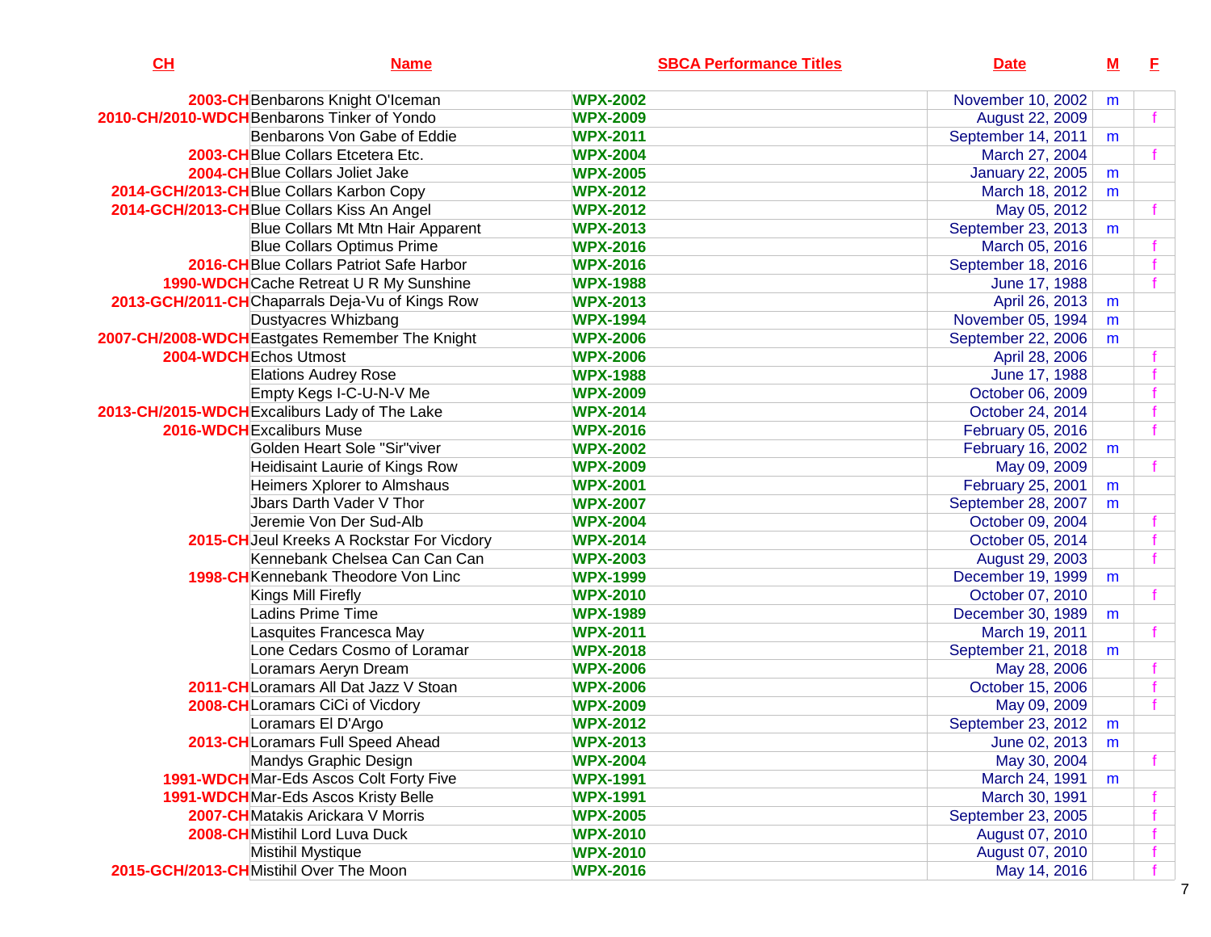| CH | Name | SBCA Performance Titles | Date | M | F |
|---|---|---|---|---|---|
| 2003-CH | Benbarons Knight O'Iceman | WPX-2002 | November 10, 2002 | m | |
| 2010-CH/2010-WDCH | Benbarons Tinker of Yondo | WPX-2009 | August 22, 2009 | | f |
| | Benbarons Von Gabe of Eddie | WPX-2011 | September 14, 2011 | m | |
| 2003-CH | Blue Collars Etcetera Etc. | WPX-2004 | March 27, 2004 | | f |
| 2004-CH | Blue Collars Joliet Jake | WPX-2005 | January 22, 2005 | m | |
| 2014-GCH/2013-CH | Blue Collars Karbon Copy | WPX-2012 | March 18, 2012 | m | |
| 2014-GCH/2013-CH | Blue Collars Kiss An Angel | WPX-2012 | May 05, 2012 | | f |
| | Blue Collars Mt Mtn Hair Apparent | WPX-2013 | September 23, 2013 | m | |
| | Blue Collars Optimus Prime | WPX-2016 | March 05, 2016 | | f |
| 2016-CH | Blue Collars Patriot Safe Harbor | WPX-2016 | September 18, 2016 | | f |
| 1990-WDCH | Cache Retreat U R My Sunshine | WPX-1988 | June 17, 1988 | | f |
| 2013-GCH/2011-CH | Chaparrals Deja-Vu of Kings Row | WPX-2013 | April 26, 2013 | m | |
| | Dustyacres Whizbang | WPX-1994 | November 05, 1994 | m | |
| 2007-CH/2008-WDCH | Eastgates Remember The Knight | WPX-2006 | September 22, 2006 | m | |
| 2004-WDCH | Echos Utmost | WPX-2006 | April 28, 2006 | | f |
| | Elations Audrey Rose | WPX-1988 | June 17, 1988 | | f |
| | Empty Kegs I-C-U-N-V Me | WPX-2009 | October 06, 2009 | | f |
| 2013-CH/2015-WDCH | Excaliburs Lady of The Lake | WPX-2014 | October 24, 2014 | | f |
| 2016-WDCH | Excaliburs Muse | WPX-2016 | February 05, 2016 | | f |
| | Golden Heart Sole "Sir"viver | WPX-2002 | February 16, 2002 | m | |
| | Heidisaint Laurie of Kings Row | WPX-2009 | May 09, 2009 | | f |
| | Heimers Xplorer to Almshaus | WPX-2001 | February 25, 2001 | m | |
| | Jbars Darth Vader V Thor | WPX-2007 | September 28, 2007 | m | |
| | Jeremie Von Der Sud-Alb | WPX-2004 | October 09, 2004 | | f |
| 2015-CH | Jeul Kreeks A Rockstar For Vicdory | WPX-2014 | October 05, 2014 | | f |
| | Kennebank Chelsea Can Can Can | WPX-2003 | August 29, 2003 | | f |
| 1998-CH | Kennebank Theodore Von Linc | WPX-1999 | December 19, 1999 | m | |
| | Kings Mill Firefly | WPX-2010 | October 07, 2010 | | f |
| | Ladins Prime Time | WPX-1989 | December 30, 1989 | m | |
| | Lasquites Francesca May | WPX-2011 | March 19, 2011 | | f |
| | Lone Cedars Cosmo of Loramar | WPX-2018 | September 21, 2018 | m | |
| | Loramars Aeryn Dream | WPX-2006 | May 28, 2006 | | f |
| 2011-CH | Loramars All Dat Jazz V Stoan | WPX-2006 | October 15, 2006 | | f |
| 2008-CH | Loramars CiCi of Vicdory | WPX-2009 | May 09, 2009 | | f |
| | Loramars El D'Argo | WPX-2012 | September 23, 2012 | m | |
| 2013-CH | Loramars Full Speed Ahead | WPX-2013 | June 02, 2013 | m | |
| | Mandys Graphic Design | WPX-2004 | May 30, 2004 | | f |
| 1991-WDCH | Mar-Eds Ascos Colt Forty Five | WPX-1991 | March 24, 1991 | m | |
| 1991-WDCH | Mar-Eds Ascos Kristy Belle | WPX-1991 | March 30, 1991 | | f |
| 2007-CH | Matakis Arickara V Morris | WPX-2005 | September 23, 2005 | | f |
| 2008-CH | Mistihil Lord Luva Duck | WPX-2010 | August 07, 2010 | | f |
| | Mistihil Mystique | WPX-2010 | August 07, 2010 | | f |
| 2015-GCH/2013-CH | Mistihil Over The Moon | WPX-2016 | May 14, 2016 | | f |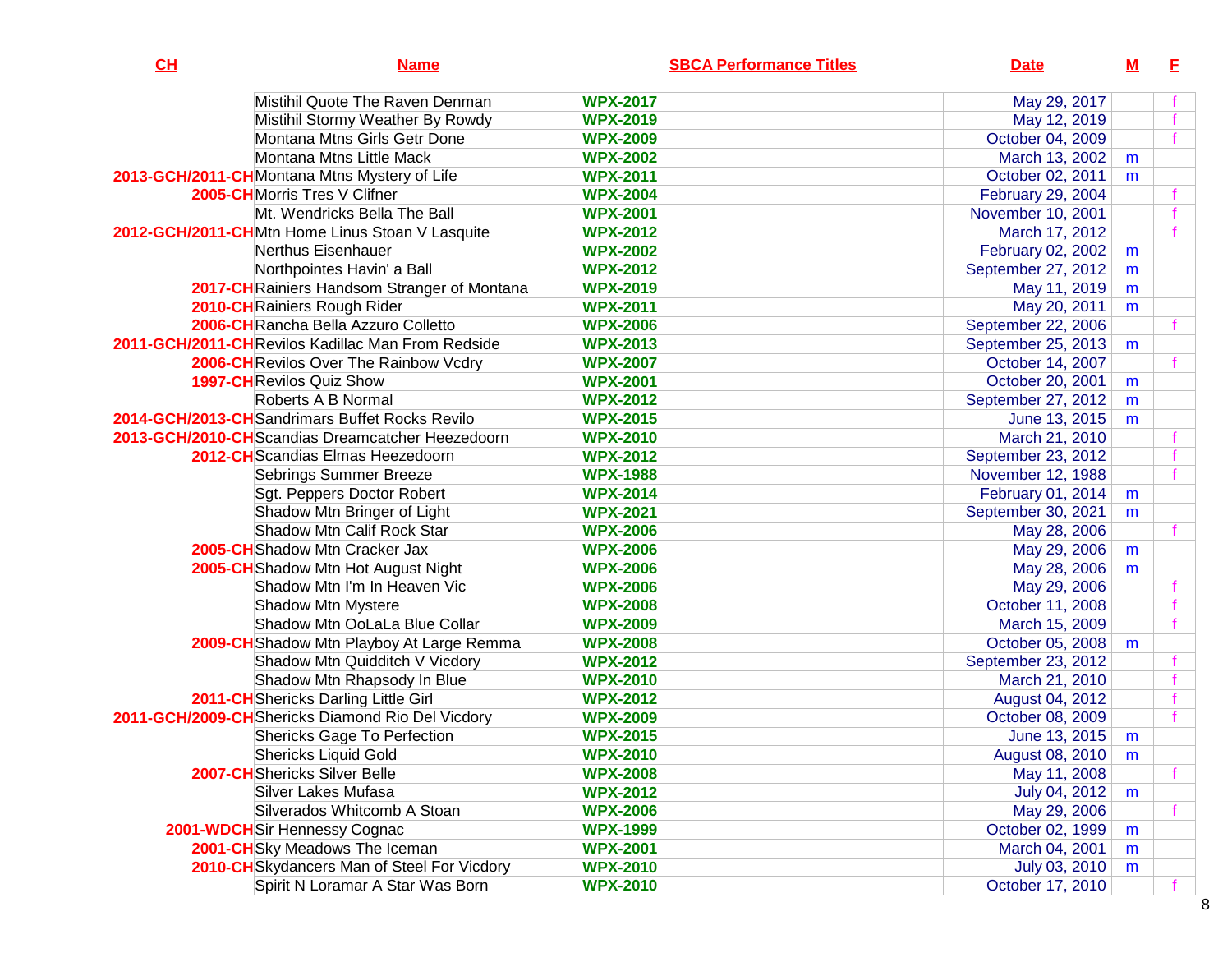| CH | Name | SBCA Performance Titles | Date | M | F |
|---|---|---|---|---|---|
| | Mistihil Quote The Raven Denman | WPX-2017 | May 29, 2017 | | f |
| | Mistihil Stormy Weather By Rowdy | WPX-2019 | May 12, 2019 | | f |
| | Montana Mtns Girls Getr Done | WPX-2009 | October 04, 2009 | | f |
| | Montana Mtns Little Mack | WPX-2002 | March 13, 2002 | m | |
| 2013-GCH/2011-CH | Montana Mtns Mystery of Life | WPX-2011 | October 02, 2011 | m | |
| 2005-CH | Morris Tres V Clifner | WPX-2004 | February 29, 2004 | | f |
| | Mt. Wendricks Bella The Ball | WPX-2001 | November 10, 2001 | | f |
| 2012-GCH/2011-CH | Mtn Home Linus Stoan V Lasquite | WPX-2012 | March 17, 2012 | | f |
| | Nerthus Eisenhauer | WPX-2002 | February 02, 2002 | m | |
| | Northpointes Havin' a Ball | WPX-2012 | September 27, 2012 | m | |
| 2017-CH | Rainiers Handsom Stranger of Montana | WPX-2019 | May 11, 2019 | m | |
| 2010-CH | Rainiers Rough Rider | WPX-2011 | May 20, 2011 | m | |
| 2006-CH | Rancha Bella Azzuro Colletto | WPX-2006 | September 22, 2006 | | f |
| 2011-GCH/2011-CH | Revilos Kadillac Man From Redside | WPX-2013 | September 25, 2013 | m | |
| 2006-CH | Revilos Over The Rainbow Vcdry | WPX-2007 | October 14, 2007 | | f |
| 1997-CH | Revilos Quiz Show | WPX-2001 | October 20, 2001 | m | |
| | Roberts A B Normal | WPX-2012 | September 27, 2012 | m | |
| 2014-GCH/2013-CH | Sandrimars Buffet Rocks Revilo | WPX-2015 | June 13, 2015 | m | |
| 2013-GCH/2010-CH | Scandias Dreamcatcher Heezedoorn | WPX-2010 | March 21, 2010 | | f |
| 2012-CH | Scandias Elmas Heezedoorn | WPX-2012 | September 23, 2012 | | f |
| | Sebrings Summer Breeze | WPX-1988 | November 12, 1988 | | f |
| | Sgt. Peppers Doctor Robert | WPX-2014 | February 01, 2014 | m | |
| | Shadow Mtn Bringer of Light | WPX-2021 | September 30, 2021 | m | |
| | Shadow Mtn Calif Rock Star | WPX-2006 | May 28, 2006 | | f |
| 2005-CH | Shadow Mtn Cracker Jax | WPX-2006 | May 29, 2006 | m | |
| 2005-CH | Shadow Mtn Hot August Night | WPX-2006 | May 28, 2006 | m | |
| | Shadow Mtn I'm In Heaven Vic | WPX-2006 | May 29, 2006 | | f |
| | Shadow Mtn Mystere | WPX-2008 | October 11, 2008 | | f |
| | Shadow Mtn OoLaLa Blue Collar | WPX-2009 | March 15, 2009 | | f |
| 2009-CH | Shadow Mtn Playboy At Large Remma | WPX-2008 | October 05, 2008 | m | |
| | Shadow Mtn Quidditch V Vicdory | WPX-2012 | September 23, 2012 | | f |
| | Shadow Mtn Rhapsody In Blue | WPX-2010 | March 21, 2010 | | f |
| 2011-CH | Shericks Darling Little Girl | WPX-2012 | August 04, 2012 | | f |
| 2011-GCH/2009-CH | Shericks Diamond Rio Del Vicdory | WPX-2009 | October 08, 2009 | | f |
| | Shericks Gage To Perfection | WPX-2015 | June 13, 2015 | m | |
| | Shericks Liquid Gold | WPX-2010 | August 08, 2010 | m | |
| 2007-CH | Shericks Silver Belle | WPX-2008 | May 11, 2008 | | f |
| | Silver Lakes Mufasa | WPX-2012 | July 04, 2012 | m | |
| | Silverados Whitcomb A Stoan | WPX-2006 | May 29, 2006 | | f |
| 2001-WDCH | Sir Hennessy Cognac | WPX-1999 | October 02, 1999 | m | |
| 2001-CH | Sky Meadows The Iceman | WPX-2001 | March 04, 2001 | m | |
| 2010-CH | Skydancers Man of Steel For Vicdory | WPX-2010 | July 03, 2010 | m | |
| | Spirit N Loramar A Star Was Born | WPX-2010 | October 17, 2010 | | f |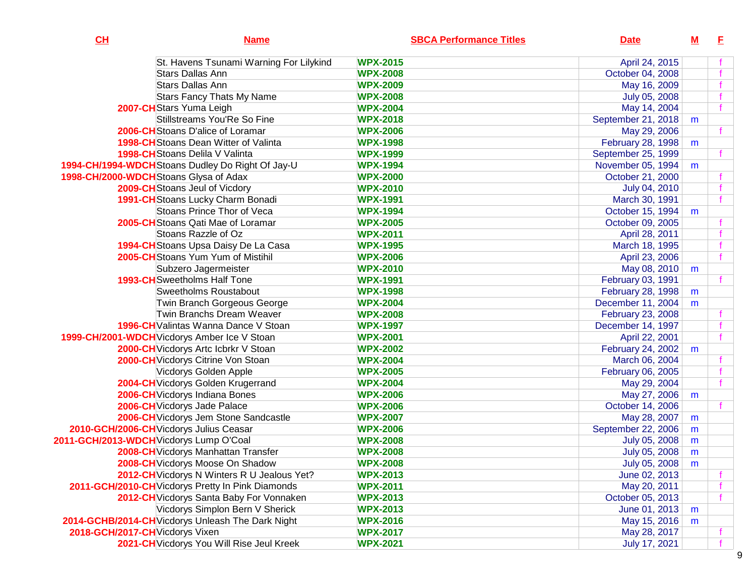| CH | Name | SBCA Performance Titles | Date | M | F |
|---|---|---|---|---|---|
| | St. Havens Tsunami Warning For Lilykind | WPX-2015 | April 24, 2015 | | f |
| | Stars Dallas Ann | WPX-2008 | October 04, 2008 | | f |
| | Stars Dallas Ann | WPX-2009 | May 16, 2009 | | f |
| | Stars Fancy Thats My Name | WPX-2008 | July 05, 2008 | | f |
| 2007-CH | Stars Yuma Leigh | WPX-2004 | May 14, 2004 | | f |
| | Stillstreams You'Re So Fine | WPX-2018 | September 21, 2018 | m | |
| 2006-CH | Stoans D'alice of Loramar | WPX-2006 | May 29, 2006 | | f |
| 1998-CH | Stoans Dean Witter of Valinta | WPX-1998 | February 28, 1998 | m | |
| 1998-CH | Stoans Delila V Valinta | WPX-1999 | September 25, 1999 | | f |
| 1994-CH/1994-WDCH | Stoans Dudley Do Right Of Jay-U | WPX-1994 | November 05, 1994 | m | |
| 1998-CH/2000-WDCH | Stoans Glysa of Adax | WPX-2000 | October 21, 2000 | | f |
| 2009-CH | Stoans Jeul of Vicdory | WPX-2010 | July 04, 2010 | | f |
| 1991-CH | Stoans Lucky Charm Bonadi | WPX-1991 | March 30, 1991 | | f |
| | Stoans Prince Thor of Veca | WPX-1994 | October 15, 1994 | m | |
| 2005-CH | Stoans Qati Mae of Loramar | WPX-2005 | October 09, 2005 | | f |
| | Stoans Razzle of Oz | WPX-2011 | April 28, 2011 | | f |
| 1994-CH | Stoans Upsa Daisy De La Casa | WPX-1995 | March 18, 1995 | | f |
| 2005-CH | Stoans Yum Yum of Mistihil | WPX-2006 | April 23, 2006 | | f |
| | Subzero Jagermeister | WPX-2010 | May 08, 2010 | m | |
| 1993-CH | Sweetholms Half Tone | WPX-1991 | February 03, 1991 | | f |
| | Sweetholms Roustabout | WPX-1998 | February 28, 1998 | m | |
| | Twin Branch Gorgeous George | WPX-2004 | December 11, 2004 | m | |
| | Twin Branchs Dream Weaver | WPX-2008 | February 23, 2008 | | f |
| 1996-CH | Valintas Wanna Dance V Stoan | WPX-1997 | December 14, 1997 | | f |
| 1999-CH/2001-WDCH | Vicdorys Amber Ice V Stoan | WPX-2001 | April 22, 2001 | | f |
| 2000-CH | Vicdorys Artc Icbrkr V Stoan | WPX-2002 | February 24, 2002 | m | |
| 2000-CH | Vicdorys Citrine Von Stoan | WPX-2004 | March 06, 2004 | | f |
| | Vicdorys Golden Apple | WPX-2005 | February 06, 2005 | | f |
| 2004-CH | Vicdorys Golden Krugerrand | WPX-2004 | May 29, 2004 | | f |
| 2006-CH | Vicdorys Indiana Bones | WPX-2006 | May 27, 2006 | m | |
| 2006-CH | Vicdorys Jade Palace | WPX-2006 | October 14, 2006 | | f |
| 2006-CH | Vicdorys Jem Stone Sandcastle | WPX-2007 | May 28, 2007 | m | |
| 2010-GCH/2006-CH | Vicdorys Julius Ceasar | WPX-2006 | September 22, 2006 | m | |
| 2011-GCH/2013-WDCH | Vicdorys Lump O'Coal | WPX-2008 | July 05, 2008 | m | |
| 2008-CH | Vicdorys Manhattan Transfer | WPX-2008 | July 05, 2008 | m | |
| 2008-CH | Vicdorys Moose On Shadow | WPX-2008 | July 05, 2008 | m | |
| 2012-CH | Vicdorys N Winters R U Jealous Yet? | WPX-2013 | June 02, 2013 | | f |
| 2011-GCH/2010-CH | Vicdorys Pretty In Pink Diamonds | WPX-2011 | May 20, 2011 | | f |
| 2012-CH | Vicdorys Santa Baby For Vonnaken | WPX-2013 | October 05, 2013 | | f |
| | Vicdorys Simplon Bern V Sherick | WPX-2013 | June 01, 2013 | m | |
| 2014-GCHB/2014-CH | Vicdorys Unleash The Dark Night | WPX-2016 | May 15, 2016 | m | |
| 2018-GCH/2017-CH | Vicdorys Vixen | WPX-2017 | May 28, 2017 | | f |
| 2021-CH | Vicdorys You Will Rise Jeul Kreek | WPX-2021 | July 17, 2021 | | f |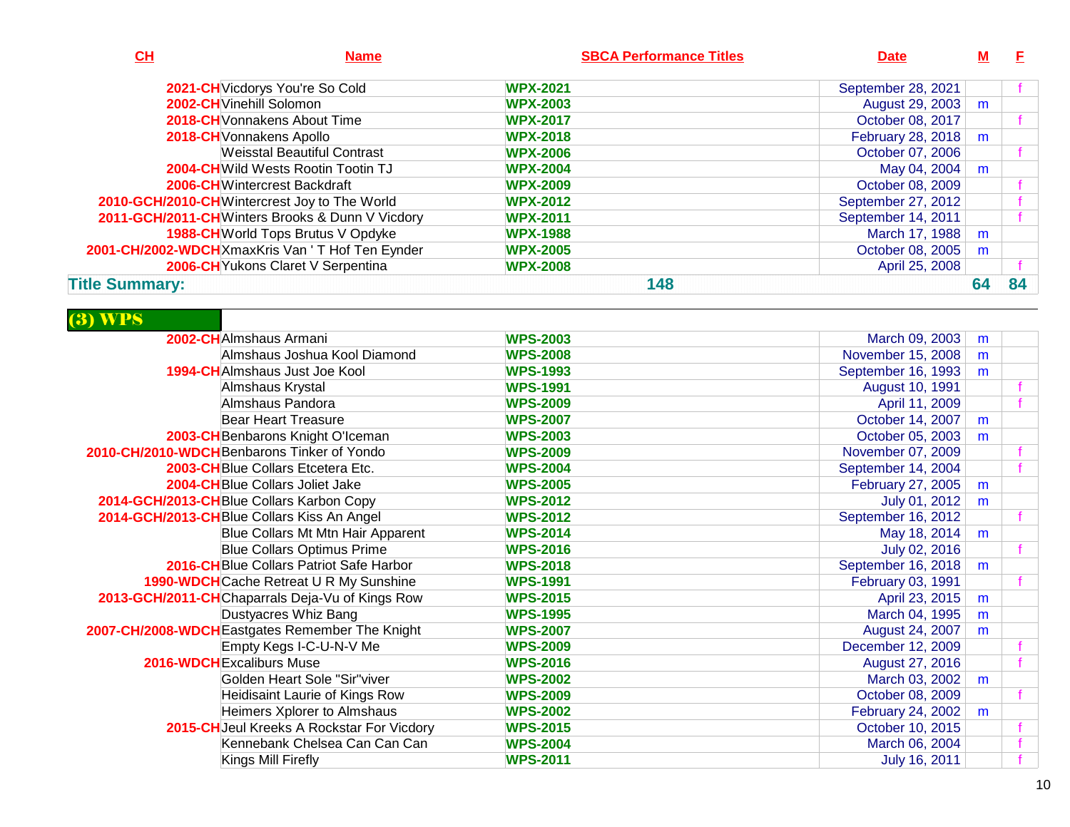| CH | Name | SBCA Performance Titles | Date | M | F |
|---|---|---|---|---|---|
| 2021-CH | Vicdorys You're So Cold | WPX-2021 | September 28, 2021 | | f |
| 2002-CH | Vinehill Solomon | WPX-2003 | August 29, 2003 | m | |
| 2018-CH | Vonnakens About Time | WPX-2017 | October 08, 2017 | | f |
| 2018-CH | Vonnakens Apollo | WPX-2018 | February 28, 2018 | m | |
| | Weisstal Beautiful Contrast | WPX-2006 | October 07, 2006 | | f |
| 2004-CH | Wild Wests Rootin Tootin TJ | WPX-2004 | May 04, 2004 | m | |
| 2006-CH | Wintercrest Backdraft | WPX-2009 | October 08, 2009 | | f |
| 2010-GCH/2010-CH | Wintercrest Joy to The World | WPX-2012 | September 27, 2012 | | f |
| 2011-GCH/2011-CH | Winters Brooks & Dunn V Vicdory | WPX-2011 | September 14, 2011 | | f |
| 1988-CH | World Tops Brutus V Opdyke | WPX-1988 | March 17, 1988 | m | |
| 2001-CH/2002-WDCH | XmaxKris Van ' T Hof Ten Eynder | WPX-2005 | October 08, 2005 | m | |
| 2006-CH | Yukons Claret V Serpentina | WPX-2008 | April 25, 2008 | | f |
| **Title Summary:** | | **148** | | **64** | **84** |

## (3) WPS

| CH | Name | SBCA Performance Titles | Date | M | F |
|---|---|---|---|---|---|
| 2002-CH | Almshaus Armani | WPS-2003 | March 09, 2003 | m | |
| | Almshaus Joshua Kool Diamond | WPS-2008 | November 15, 2008 | m | |
| 1994-CH | Almshaus Just Joe Kool | WPS-1993 | September 16, 1993 | m | |
| | Almshaus Krystal | WPS-1991 | August 10, 1991 | | f |
| | Almshaus Pandora | WPS-2009 | April 11, 2009 | | f |
| | Bear Heart Treasure | WPS-2007 | October 14, 2007 | m | |
| 2003-CH | Benbarons Knight O'Iceman | WPS-2003 | October 05, 2003 | m | |
| 2010-CH/2010-WDCH | Benbarons Tinker of Yondo | WPS-2009 | November 07, 2009 | | f |
| 2003-CH | Blue Collars Etcetera Etc. | WPS-2004 | September 14, 2004 | | f |
| 2004-CH | Blue Collars Joliet Jake | WPS-2005 | February 27, 2005 | m | |
| 2014-GCH/2013-CH | Blue Collars Karbon Copy | WPS-2012 | July 01, 2012 | m | |
| 2014-GCH/2013-CH | Blue Collars Kiss An Angel | WPS-2012 | September 16, 2012 | | f |
| | Blue Collars Mt Mtn Hair Apparent | WPS-2014 | May 18, 2014 | m | |
| | Blue Collars Optimus Prime | WPS-2016 | July 02, 2016 | | f |
| 2016-CH | Blue Collars Patriot Safe Harbor | WPS-2018 | September 16, 2018 | m | |
| 1990-WDCH | Cache Retreat U R My Sunshine | WPS-1991 | February 03, 1991 | | f |
| 2013-GCH/2011-CH | Chaparrals Deja-Vu of Kings Row | WPS-2015 | April 23, 2015 | m | |
| | Dustyacres Whiz Bang | WPS-1995 | March 04, 1995 | m | |
| 2007-CH/2008-WDCH | Eastgates Remember The Knight | WPS-2007 | August 24, 2007 | m | |
| | Empty Kegs I-C-U-N-V Me | WPS-2009 | December 12, 2009 | | f |
| 2016-WDCH | Excaliburs Muse | WPS-2016 | August 27, 2016 | | f |
| | Golden Heart Sole "Sir"viver | WPS-2002 | March 03, 2002 | m | |
| | Heidisaint Laurie of Kings Row | WPS-2009 | October 08, 2009 | | f |
| | Heimers Xplorer to Almshaus | WPS-2002 | February 24, 2002 | m | |
| 2015-CH | Jeul Kreeks A Rockstar For Vicdory | WPS-2015 | October 10, 2015 | | f |
| | Kennebank Chelsea Can Can Can | WPS-2004 | March 06, 2004 | | f |
| | Kings Mill Firefly | WPS-2011 | July 16, 2011 | | f |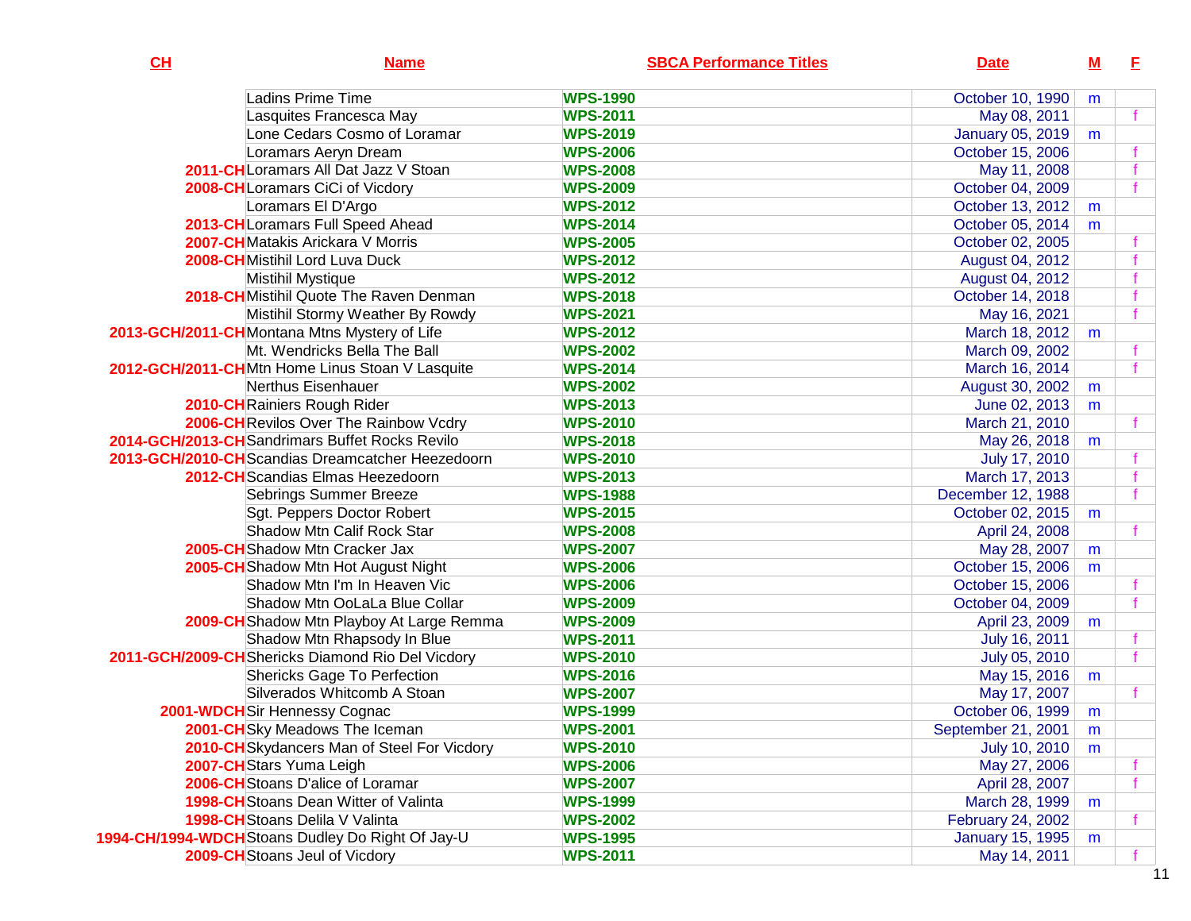| CH | Name | SBCA Performance Titles | Date | M | F |
|---|---|---|---|---|---|
| | Ladins Prime Time | WPS-1990 | October 10, 1990 | m | |
| | Lasquites Francesca May | WPS-2011 | May 08, 2011 | | f |
| | Lone Cedars Cosmo of Loramar | WPS-2019 | January 05, 2019 | m | |
| | Loramars Aeryn Dream | WPS-2006 | October 15, 2006 | | f |
| 2011-CH | Loramars All Dat Jazz V Stoan | WPS-2008 | May 11, 2008 | | f |
| 2008-CH | Loramars CiCi of Vicdory | WPS-2009 | October 04, 2009 | | f |
| | Loramars El D'Argo | WPS-2012 | October 13, 2012 | m | |
| 2013-CH | Loramars Full Speed Ahead | WPS-2014 | October 05, 2014 | m | |
| 2007-CH | Matakis Arickara V Morris | WPS-2005 | October 02, 2005 | | f |
| 2008-CH | Mistihil Lord Luva Duck | WPS-2012 | August 04, 2012 | | f |
| | Mistihil Mystique | WPS-2012 | August 04, 2012 | | f |
| 2018-CH | Mistihil Quote The Raven Denman | WPS-2018 | October 14, 2018 | | f |
| | Mistihil Stormy Weather By Rowdy | WPS-2021 | May 16, 2021 | | f |
| 2013-GCH/2011-CH | Montana Mtns Mystery of Life | WPS-2012 | March 18, 2012 | m | |
| | Mt. Wendricks Bella The Ball | WPS-2002 | March 09, 2002 | | f |
| 2012-GCH/2011-CH | Mtn Home Linus Stoan V Lasquite | WPS-2014 | March 16, 2014 | | f |
| | Nerthus Eisenhauer | WPS-2002 | August 30, 2002 | m | |
| 2010-CH | Rainiers Rough Rider | WPS-2013 | June 02, 2013 | m | |
| 2006-CH | Revilos Over The Rainbow Vcdry | WPS-2010 | March 21, 2010 | | f |
| 2014-GCH/2013-CH | Sandrimars Buffet Rocks Revilo | WPS-2018 | May 26, 2018 | m | |
| 2013-GCH/2010-CH | Scandias Dreamcatcher Heezedoorn | WPS-2010 | July 17, 2010 | | f |
| 2012-CH | Scandias Elmas Heezedoorn | WPS-2013 | March 17, 2013 | | f |
| | Sebrings Summer Breeze | WPS-1988 | December 12, 1988 | | f |
| | Sgt. Peppers Doctor Robert | WPS-2015 | October 02, 2015 | m | |
| | Shadow Mtn Calif Rock Star | WPS-2008 | April 24, 2008 | | f |
| 2005-CH | Shadow Mtn Cracker Jax | WPS-2007 | May 28, 2007 | m | |
| 2005-CH | Shadow Mtn Hot August Night | WPS-2006 | October 15, 2006 | m | |
| | Shadow Mtn I'm In Heaven Vic | WPS-2006 | October 15, 2006 | | f |
| | Shadow Mtn OoLaLa Blue Collar | WPS-2009 | October 04, 2009 | | f |
| 2009-CH | Shadow Mtn Playboy At Large Remma | WPS-2009 | April 23, 2009 | m | |
| | Shadow Mtn Rhapsody In Blue | WPS-2011 | July 16, 2011 | | f |
| 2011-GCH/2009-CH | Shericks Diamond Rio Del Vicdory | WPS-2010 | July 05, 2010 | | f |
| | Shericks Gage To Perfection | WPS-2016 | May 15, 2016 | m | |
| | Silverados Whitcomb A Stoan | WPS-2007 | May 17, 2007 | | f |
| 2001-WDCH | Sir Hennessy Cognac | WPS-1999 | October 06, 1999 | m | |
| 2001-CH | Sky Meadows The Iceman | WPS-2001 | September 21, 2001 | m | |
| 2010-CH | Skydancers Man of Steel For Vicdory | WPS-2010 | July 10, 2010 | m | |
| 2007-CH | Stars Yuma Leigh | WPS-2006 | May 27, 2006 | | f |
| 2006-CH | Stoans D'alice of Loramar | WPS-2007 | April 28, 2007 | | f |
| 1998-CH | Stoans Dean Witter of Valinta | WPS-1999 | March 28, 1999 | m | |
| 1998-CH | Stoans Delila V Valinta | WPS-2002 | February 24, 2002 | | f |
| 1994-CH/1994-WDCH | Stoans Dudley Do Right Of Jay-U | WPS-1995 | January 15, 1995 | m | |
| 2009-CH | Stoans Jeul of Vicdory | WPS-2011 | May 14, 2011 | | f |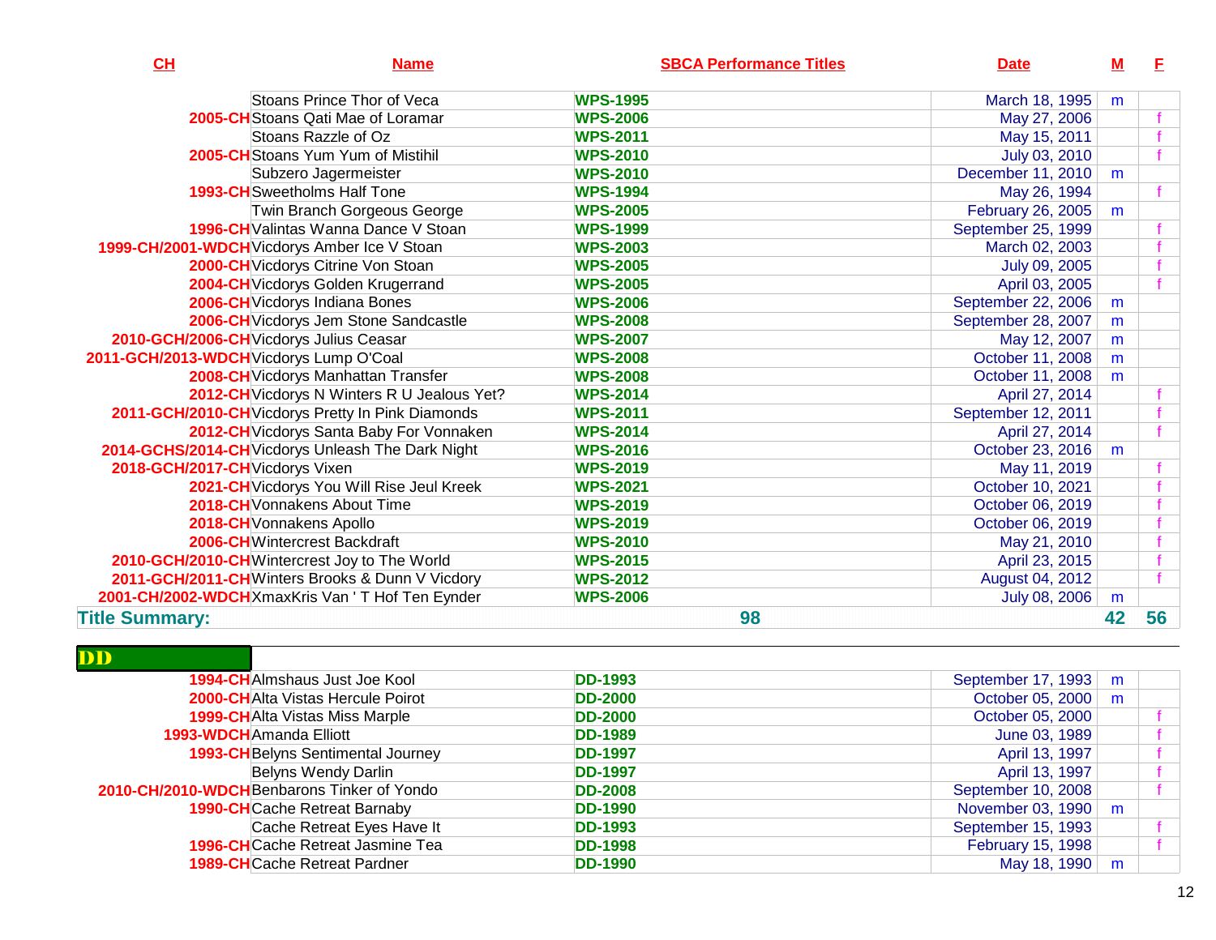| CH | Name | SBCA Performance Titles | Date | M | F |
|---|---|---|---|---|---|
| | Stoans Prince Thor of Veca | WPS-1995 | March 18, 1995 | m | |
| 2005-CH | Stoans Qati Mae of Loramar | WPS-2006 | May 27, 2006 | | f |
| | Stoans Razzle of Oz | WPS-2011 | May 15, 2011 | | f |
| 2005-CH | Stoans Yum Yum of Mistihil | WPS-2010 | July 03, 2010 | | f |
| | Subzero Jagermeister | WPS-2010 | December 11, 2010 | m | |
| 1993-CH | Sweetholms Half Tone | WPS-1994 | May 26, 1994 | | f |
| | Twin Branch Gorgeous George | WPS-2005 | February 26, 2005 | m | |
| 1996-CH | Valintas Wanna Dance V Stoan | WPS-1999 | September 25, 1999 | | f |
| 1999-CH/2001-WDCH | Vicdorys Amber Ice V Stoan | WPS-2003 | March 02, 2003 | | f |
| 2000-CH | Vicdorys Citrine Von Stoan | WPS-2005 | July 09, 2005 | | f |
| 2004-CH | Vicdorys Golden Krugerrand | WPS-2005 | April 03, 2005 | | f |
| 2006-CH | Vicdorys Indiana Bones | WPS-2006 | September 22, 2006 | m | |
| 2006-CH | Vicdorys Jem Stone Sandcastle | WPS-2008 | September 28, 2007 | m | |
| 2010-GCH/2006-CH | Vicdorys Julius Ceasar | WPS-2007 | May 12, 2007 | m | |
| 2011-GCH/2013-WDCH | Vicdorys Lump O'Coal | WPS-2008 | October 11, 2008 | m | |
| 2008-CH | Vicdorys Manhattan Transfer | WPS-2008 | October 11, 2008 | m | |
| 2012-CH | Vicdorys N Winters R U Jealous Yet? | WPS-2014 | April 27, 2014 | | f |
| 2011-GCH/2010-CH | Vicdorys Pretty In Pink Diamonds | WPS-2011 | September 12, 2011 | | f |
| 2012-CH | Vicdorys Santa Baby For Vonnaken | WPS-2014 | April 27, 2014 | | f |
| 2014-GCHS/2014-CH | Vicdorys Unleash The Dark Night | WPS-2016 | October 23, 2016 | m | |
| 2018-GCH/2017-CH | Vicdorys Vixen | WPS-2019 | May 11, 2019 | | f |
| 2021-CH | Vicdorys You Will Rise Jeul Kreek | WPS-2021 | October 10, 2021 | | f |
| 2018-CH | Vonnakens About Time | WPS-2019 | October 06, 2019 | | f |
| 2018-CH | Vonnakens Apollo | WPS-2019 | October 06, 2019 | | f |
| 2006-CH | Wintercrest Backdraft | WPS-2010 | May 21, 2010 | | f |
| 2010-GCH/2010-CH | Wintercrest Joy to The World | WPS-2015 | April 23, 2015 | | f |
| 2011-GCH/2011-CH | Winters Brooks & Dunn V Vicdory | WPS-2012 | August 04, 2012 | | f |
| 2001-CH/2002-WDCH | XmaxKris Van ' T Hof Ten Eynder | WPS-2006 | July 08, 2006 | m | |
| **Title Summary:** | | **98** | | **42** | **56** |

## DD

| CH | Name | SBCA Performance Titles | Date | M | F |
|---|---|---|---|---|---|
| 1994-CH | Almshaus Just Joe Kool | DD-1993 | September 17, 1993 | m | |
| 2000-CH | Alta Vistas Hercule Poirot | DD-2000 | October 05, 2000 | m | |
| 1999-CH | Alta Vistas Miss Marple | DD-2000 | October 05, 2000 | | f |
| 1993-WDCH | Amanda Elliott | DD-1989 | June 03, 1989 | | f |
| 1993-CH | Belyns Sentimental Journey | DD-1997 | April 13, 1997 | | f |
| | Belyns Wendy Darlin | DD-1997 | April 13, 1997 | | f |
| 2010-CH/2010-WDCH | Benbarons Tinker of Yondo | DD-2008 | September 10, 2008 | | f |
| 1990-CH | Cache Retreat Barnaby | DD-1990 | November 03, 1990 | m | |
| | Cache Retreat Eyes Have It | DD-1993 | September 15, 1993 | | f |
| 1996-CH | Cache Retreat Jasmine Tea | DD-1998 | February 15, 1998 | | f |
| 1989-CH | Cache Retreat Pardner | DD-1990 | May 18, 1990 | m | |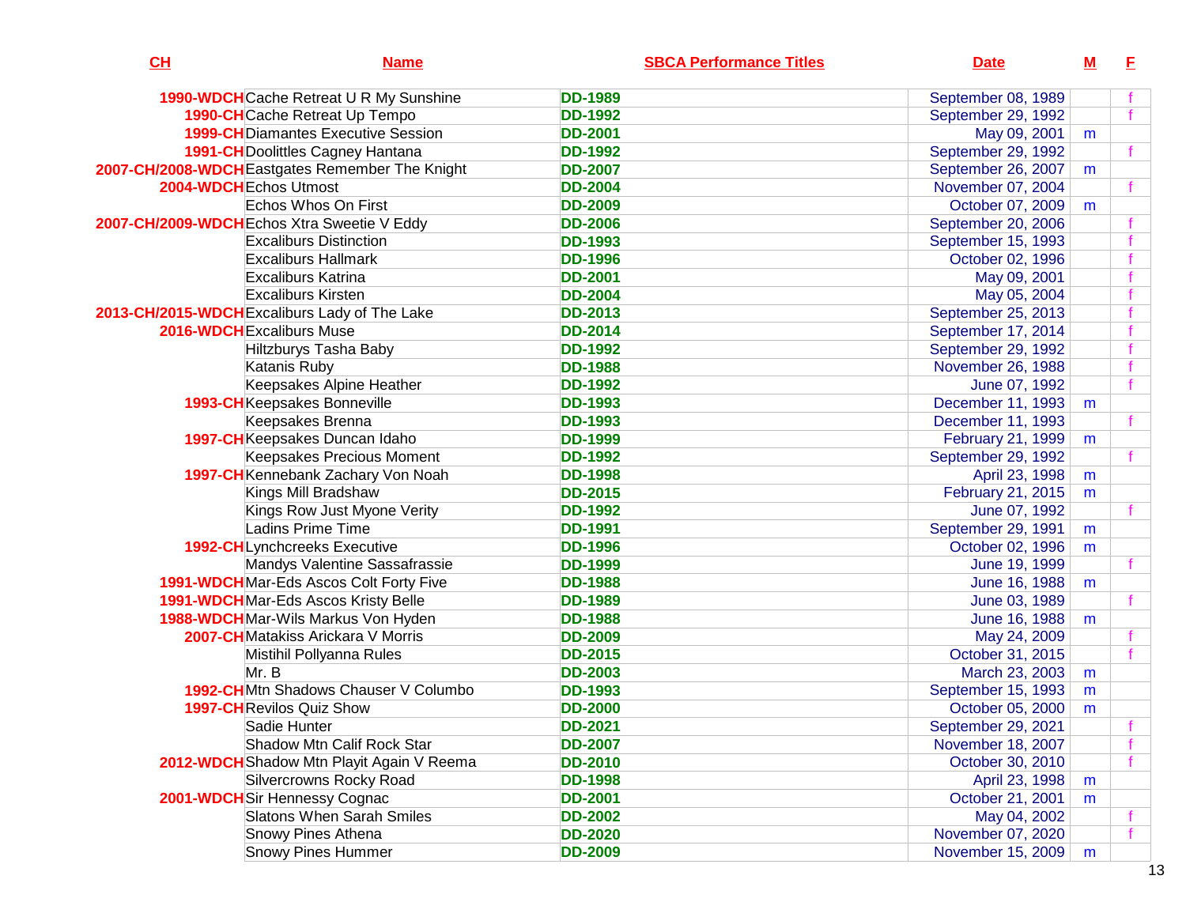| CH | Name | SBCA Performance Titles | Date | M | F |
|---|---|---|---|---|---|
| 1990-WDCH | Cache Retreat U R My Sunshine | DD-1989 | September 08, 1989 | | f |
| 1990-CH | Cache Retreat Up Tempo | DD-1992 | September 29, 1992 | | f |
| 1999-CH | Diamantes Executive Session | DD-2001 | May 09, 2001 | m | |
| 1991-CH | Doolittles Cagney Hantana | DD-1992 | September 29, 1992 | | f |
| 2007-CH/2008-WDCH | Eastgates Remember The Knight | DD-2007 | September 26, 2007 | m | |
| 2004-WDCH | Echos Utmost | DD-2004 | November 07, 2004 | | f |
| | Echos Whos On First | DD-2009 | October 07, 2009 | m | |
| 2007-CH/2009-WDCH | Echos Xtra Sweetie V Eddy | DD-2006 | September 20, 2006 | | f |
| | Excaliburs Distinction | DD-1993 | September 15, 1993 | | f |
| | Excaliburs Hallmark | DD-1996 | October 02, 1996 | | f |
| | Excaliburs Katrina | DD-2001 | May 09, 2001 | | f |
| | Excaliburs Kirsten | DD-2004 | May 05, 2004 | | f |
| 2013-CH/2015-WDCH | Excaliburs Lady of The Lake | DD-2013 | September 25, 2013 | | f |
| 2016-WDCH | Excaliburs Muse | DD-2014 | September 17, 2014 | | f |
| | Hiltzburys Tasha Baby | DD-1992 | September 29, 1992 | | f |
| | Katanis Ruby | DD-1988 | November 26, 1988 | | f |
| | Keepsakes Alpine Heather | DD-1992 | June 07, 1992 | | f |
| 1993-CH | Keepsakes Bonneville | DD-1993 | December 11, 1993 | m | |
| | Keepsakes Brenna | DD-1993 | December 11, 1993 | | f |
| 1997-CH | Keepsakes Duncan Idaho | DD-1999 | February 21, 1999 | m | |
| | Keepsakes Precious Moment | DD-1992 | September 29, 1992 | | f |
| 1997-CH | Kennebank Zachary Von Noah | DD-1998 | April 23, 1998 | m | |
| | Kings Mill Bradshaw | DD-2015 | February 21, 2015 | m | |
| | Kings Row Just Myone Verity | DD-1992 | June 07, 1992 | | f |
| | Ladins Prime Time | DD-1991 | September 29, 1991 | m | |
| 1992-CH | Lynchcreeks Executive | DD-1996 | October 02, 1996 | m | |
| | Mandys Valentine Sassafrassie | DD-1999 | June 19, 1999 | | f |
| 1991-WDCH | Mar-Eds Ascos Colt Forty Five | DD-1988 | June 16, 1988 | m | |
| 1991-WDCH | Mar-Eds Ascos Kristy Belle | DD-1989 | June 03, 1989 | | f |
| 1988-WDCH | Mar-Wils Markus Von Hyden | DD-1988 | June 16, 1988 | m | |
| 2007-CH | Matakiss Arickara V Morris | DD-2009 | May 24, 2009 | | f |
| | Mistihil Pollyanna Rules | DD-2015 | October 31, 2015 | | f |
| | Mr. B | DD-2003 | March 23, 2003 | m | |
| 1992-CH | Mtn Shadows Chauser V Columbo | DD-1993 | September 15, 1993 | m | |
| 1997-CH | Revilos Quiz Show | DD-2000 | October 05, 2000 | m | |
| | Sadie Hunter | DD-2021 | September 29, 2021 | | f |
| | Shadow Mtn Calif Rock Star | DD-2007 | November 18, 2007 | | f |
| 2012-WDCH | Shadow Mtn Playit Again V Reema | DD-2010 | October 30, 2010 | | f |
| | Silvercrowns Rocky Road | DD-1998 | April 23, 1998 | m | |
| 2001-WDCH | Sir Hennessy Cognac | DD-2001 | October 21, 2001 | m | |
| | Slatons When Sarah Smiles | DD-2002 | May 04, 2002 | | f |
| | Snowy Pines Athena | DD-2020 | November 07, 2020 | | f |
| | Snowy Pines Hummer | DD-2009 | November 15, 2009 | m | |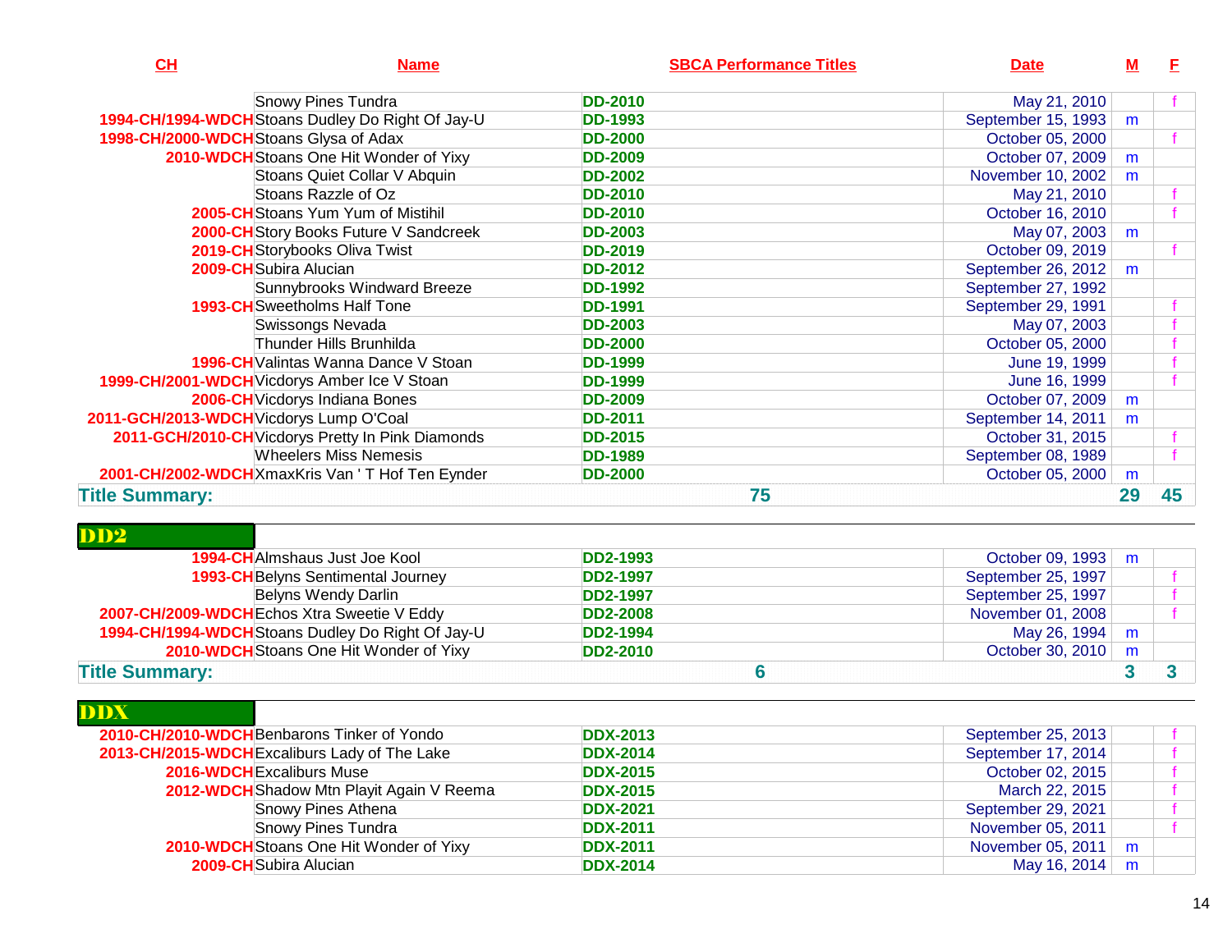| CH | Name | SBCA Performance Titles | Date | M | F |
|---|---|---|---|---|---|
| | Snowy Pines Tundra | DD-2010 | May 21, 2010 | | f |
| 1994-CH/1994-WDCH | Stoans Dudley Do Right Of Jay-U | DD-1993 | September 15, 1993 | m | |
| 1998-CH/2000-WDCH | Stoans Glysa of Adax | DD-2000 | October 05, 2000 | | f |
| 2010-WDCH | Stoans One Hit Wonder of Yixy | DD-2009 | October 07, 2009 | m | |
| | Stoans Quiet Collar V Abquin | DD-2002 | November 10, 2002 | m | |
| | Stoans Razzle of Oz | DD-2010 | May 21, 2010 | | f |
| 2005-CH | Stoans Yum Yum of Mistihil | DD-2010 | October 16, 2010 | | f |
| 2000-CH | Story Books Future V Sandcreek | DD-2003 | May 07, 2003 | m | |
| 2019-CH | Storybooks Oliva Twist | DD-2019 | October 09, 2019 | | f |
| 2009-CH | Subira Alucian | DD-2012 | September 26, 2012 | m | |
| | Sunnybrooks Windward Breeze | DD-1992 | September 27, 1992 | | |
| 1993-CH | Sweetholms Half Tone | DD-1991 | September 29, 1991 | | f |
| | Swissongs Nevada | DD-2003 | May 07, 2003 | | f |
| | Thunder Hills Brunhilda | DD-2000 | October 05, 2000 | | f |
| 1996-CH | Valintas Wanna Dance V Stoan | DD-1999 | June 19, 1999 | | f |
| 1999-CH/2001-WDCH | Vicdorys Amber Ice V Stoan | DD-1999 | June 16, 1999 | | f |
| 2006-CH | Vicdorys Indiana Bones | DD-2009 | October 07, 2009 | m | |
| 2011-GCH/2013-WDCH | Vicdorys Lump O'Coal | DD-2011 | September 14, 2011 | m | |
| 2011-GCH/2010-CH | Vicdorys Pretty In Pink Diamonds | DD-2015 | October 31, 2015 | | f |
| | Wheelers Miss Nemesis | DD-1989 | September 08, 1989 | | f |
| 2001-CH/2002-WDCH | XmaxKris Van ' T Hof Ten Eynder | DD-2000 | October 05, 2000 | m | |
| **Title Summary:** | | **75** | | **29** | **45** |

## DD2

| CH | Name | SBCA Performance Titles | Date | M | F |
|---|---|---|---|---|---|
| 1994-CH | Almshaus Just Joe Kool | DD2-1993 | October 09, 1993 | m | |
| 1993-CH | Belyns Sentimental Journey | DD2-1997 | September 25, 1997 | | f |
| | Belyns Wendy Darlin | DD2-1997 | September 25, 1997 | | f |
| 2007-CH/2009-WDCH | Echos Xtra Sweetie V Eddy | DD2-2008 | November 01, 2008 | | f |
| 1994-CH/1994-WDCH | Stoans Dudley Do Right Of Jay-U | DD2-1994 | May 26, 1994 | m | |
| 2010-WDCH | Stoans One Hit Wonder of Yixy | DD2-2010 | October 30, 2010 | m | |
| **Title Summary:** | | **6** | | **3** | **3** |

## DDX

| CH | Name | SBCA Performance Titles | Date | M | F |
|---|---|---|---|---|---|
| 2010-CH/2010-WDCH | Benbarons Tinker of Yondo | DDX-2013 | September 25, 2013 | | f |
| 2013-CH/2015-WDCH | Excaliburs Lady of The Lake | DDX-2014 | September 17, 2014 | | f |
| 2016-WDCH | Excaliburs Muse | DDX-2015 | October 02, 2015 | | f |
| 2012-WDCH | Shadow Mtn Playit Again V Reema | DDX-2015 | March 22, 2015 | | f |
| | Snowy Pines Athena | DDX-2021 | September 29, 2021 | | f |
| | Snowy Pines Tundra | DDX-2011 | November 05, 2011 | | f |
| 2010-WDCH | Stoans One Hit Wonder of Yixy | DDX-2011 | November 05, 2011 | m | |
| 2009-CH | Subira Alucian | DDX-2014 | May 16, 2014 | m | |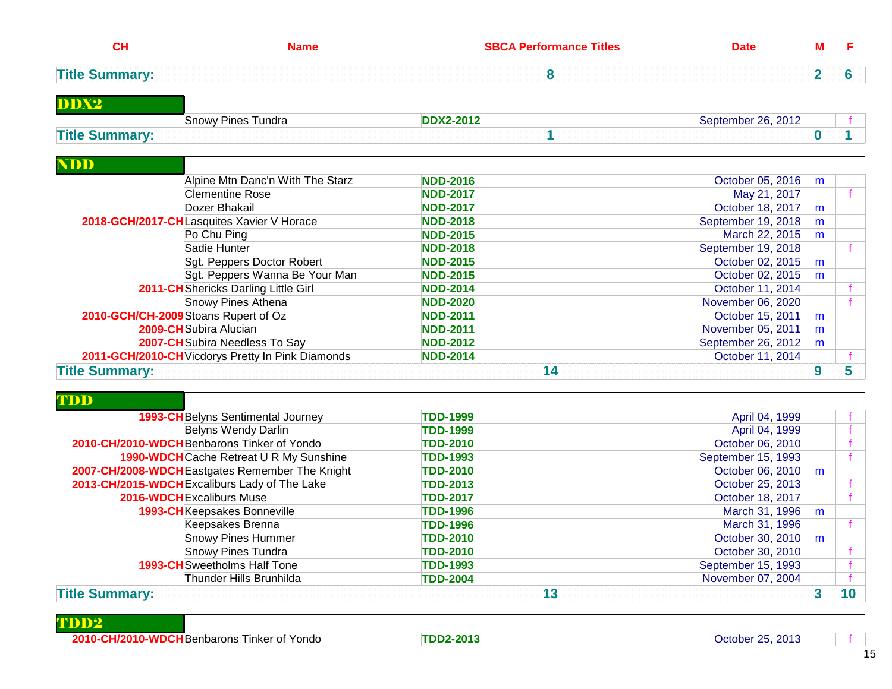| CH | Name | SBCA Performance Titles | Date | M | F |
|---|---|---|---|---|---|
| **Title Summary:** | | **8** | | **2** | **6** |

**DDX2**

| CH | Name | SBCA Performance Titles | Date | M | F |
|---|---|---|---|---|---|
| | Snowy Pines Tundra | DDX2-2012 | September 26, 2012 | | f |
| **Title Summary:** | | **1** | | **0** | **1** |

**NDD**

| CH | Name | SBCA Performance Titles | Date | M | F |
|---|---|---|---|---|---|
| | Alpine Mtn Danc'n With The Starz | NDD-2016 | October 05, 2016 | m | |
| | Clementine Rose | NDD-2017 | May 21, 2017 | | f |
| | Dozer Bhakail | NDD-2017 | October 18, 2017 | m | |
| 2018-GCH/2017-CH | Lasquites Xavier V Horace | NDD-2018 | September 19, 2018 | m | |
| | Po Chu Ping | NDD-2015 | March 22, 2015 | m | |
| | Sadie Hunter | NDD-2018 | September 19, 2018 | | f |
| | Sgt. Peppers Doctor Robert | NDD-2015 | October 02, 2015 | m | |
| | Sgt. Peppers Wanna Be Your Man | NDD-2015 | October 02, 2015 | m | |
| 2011-CH | Shericks Darling Little Girl | NDD-2014 | October 11, 2014 | | f |
| | Snowy Pines Athena | NDD-2020 | November 06, 2020 | | f |
| 2010-GCH/CH-2009 | Stoans Rupert of Oz | NDD-2011 | October 15, 2011 | m | |
| 2009-CH | Subira Alucian | NDD-2011 | November 05, 2011 | m | |
| 2007-CH | Subira Needless To Say | NDD-2012 | September 26, 2012 | m | |
| 2011-GCH/2010-CH | Vicdorys Pretty In Pink Diamonds | NDD-2014 | October 11, 2014 | | f |
| **Title Summary:** | | **14** | | **9** | **5** |

**TDD**

| CH | Name | SBCA Performance Titles | Date | M | F |
|---|---|---|---|---|---|
| 1993-CH | Belyns Sentimental Journey | TDD-1999 | April 04, 1999 | | f |
| | Belyns Wendy Darlin | TDD-1999 | April 04, 1999 | | f |
| 2010-CH/2010-WDCH | Benbarons Tinker of Yondo | TDD-2010 | October 06, 2010 | | f |
| 1990-WDCH | Cache Retreat U R My Sunshine | TDD-1993 | September 15, 1993 | | f |
| 2007-CH/2008-WDCH | Eastgates Remember The Knight | TDD-2010 | October 06, 2010 | m | |
| 2013-CH/2015-WDCH | Excaliburs Lady of The Lake | TDD-2013 | October 25, 2013 | | f |
| 2016-WDCH | Excaliburs Muse | TDD-2017 | October 18, 2017 | | f |
| 1993-CH | Keepsakes Bonneville | TDD-1996 | March 31, 1996 | m | |
| | Keepsakes Brenna | TDD-1996 | March 31, 1996 | | f |
| | Snowy Pines Hummer | TDD-2010 | October 30, 2010 | m | |
| | Snowy Pines Tundra | TDD-2010 | October 30, 2010 | | f |
| 1993-CH | Sweetholms Half Tone | TDD-1993 | September 15, 1993 | | f |
| | Thunder Hills Brunhilda | TDD-2004 | November 07, 2004 | | f |
| **Title Summary:** | | **13** | | **3** | **10** |

**TDD2**

| CH | Name | SBCA Performance Titles | Date | M | F |
|---|---|---|---|---|---|
| 2010-CH/2010-WDCH | Benbarons Tinker of Yondo | TDD2-2013 | October 25, 2013 | | f |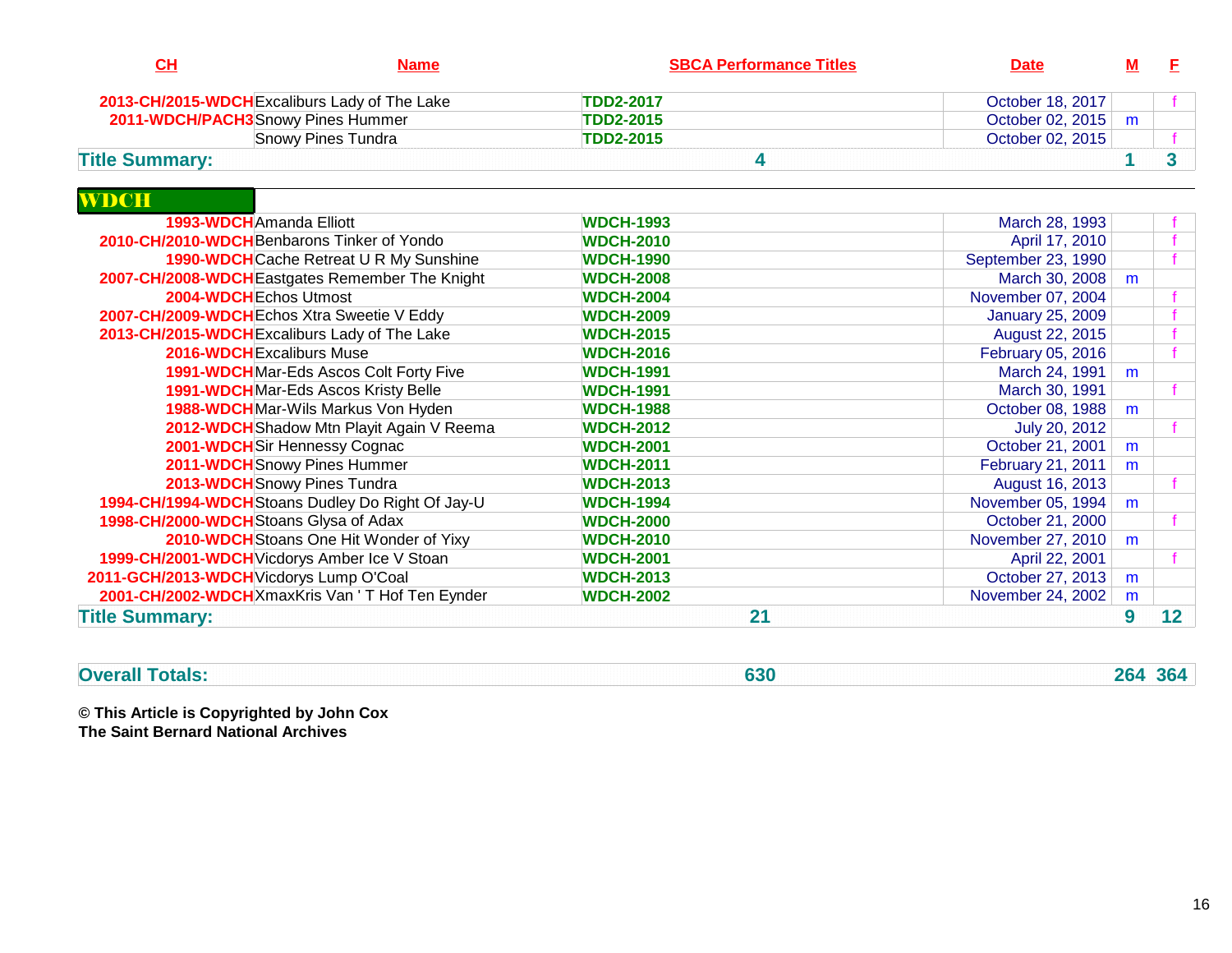| CH | Name | SBCA Performance Titles | Date | M | F |
|---|---|---|---|---|---|
| 2013-CH/2015-WDCH | Excaliburs Lady of The Lake | TDD2-2017 | October 18, 2017 | | f |
| 2011-WDCH/PACH3 | Snowy Pines Hummer | TDD2-2015 | October 02, 2015 | m | |
| | Snowy Pines Tundra | TDD2-2015 | October 02, 2015 | | f |
| **Title Summary:** | | **4** | | **1** | **3** |

## WDCH

| CH | Name | SBCA Performance Titles | Date | M | F |
|---|---|---|---|---|---|
| 1993-WDCH | Amanda Elliott | WDCH-1993 | March 28, 1993 | | f |
| 2010-CH/2010-WDCH | Benbarons Tinker of Yondo | WDCH-2010 | April 17, 2010 | | f |
| 1990-WDCH | Cache Retreat U R My Sunshine | WDCH-1990 | September 23, 1990 | | f |
| 2007-CH/2008-WDCH | Eastgates Remember The Knight | WDCH-2008 | March 30, 2008 | m | |
| 2004-WDCH | Echos Utmost | WDCH-2004 | November 07, 2004 | | f |
| 2007-CH/2009-WDCH | Echos Xtra Sweetie V Eddy | WDCH-2009 | January 25, 2009 | | f |
| 2013-CH/2015-WDCH | Excaliburs Lady of The Lake | WDCH-2015 | August 22, 2015 | | f |
| 2016-WDCH | Excaliburs Muse | WDCH-2016 | February 05, 2016 | | f |
| 1991-WDCH | Mar-Eds Ascos Colt Forty Five | WDCH-1991 | March 24, 1991 | m | |
| 1991-WDCH | Mar-Eds Ascos Kristy Belle | WDCH-1991 | March 30, 1991 | | f |
| 1988-WDCH | Mar-Wils Markus Von Hyden | WDCH-1988 | October 08, 1988 | m | |
| 2012-WDCH | Shadow Mtn Playit Again V Reema | WDCH-2012 | July 20, 2012 | | f |
| 2001-WDCH | Sir Hennessy Cognac | WDCH-2001 | October 21, 2001 | m | |
| 2011-WDCH | Snowy Pines Hummer | WDCH-2011 | February 21, 2011 | m | |
| 2013-WDCH | Snowy Pines Tundra | WDCH-2013 | August 16, 2013 | | f |
| 1994-CH/1994-WDCH | Stoans Dudley Do Right Of Jay-U | WDCH-1994 | November 05, 1994 | m | |
| 1998-CH/2000-WDCH | Stoans Glysa of Adax | WDCH-2000 | October 21, 2000 | | f |
| 2010-WDCH | Stoans One Hit Wonder of Yixy | WDCH-2010 | November 27, 2010 | m | |
| 1999-CH/2001-WDCH | Vicdorys Amber Ice V Stoan | WDCH-2001 | April 22, 2001 | | f |
| 2011-GCH/2013-WDCH | Vicdorys Lump O'Coal | WDCH-2013 | October 27, 2013 | m | |
| 2001-CH/2002-WDCH | XmaxKris Van ' T Hof Ten Eynder | WDCH-2002 | November 24, 2002 | m | |
| **Title Summary:** | | **21** | | **9** | **12** |

| | | | | | |
|---|---|---|---|---|---|
| **Overall Totals:** | | **630** | | **264** | **364** |

**© This Article is Copyrighted by John Cox**
**The Saint Bernard National Archives**